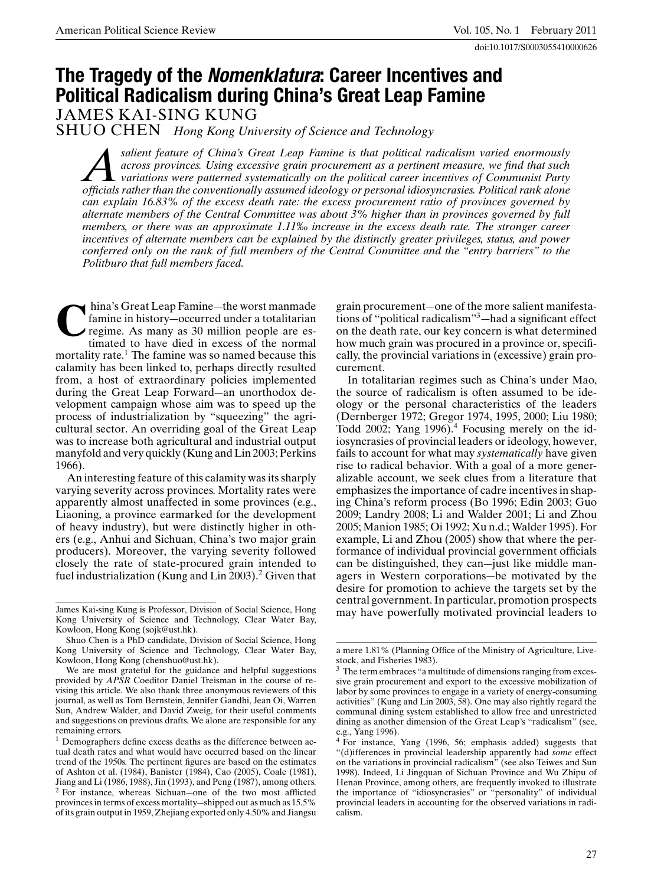# The Tragedy of the *Nomenklatura*: Career Incentives and Political Radicalism during China's Great Leap Famine

JAMES KAI-SING KUNG

SHUO CHEN *Hong Kong University of Science and Technology*

*A salient feature of China's Great Leap Famine is that political radicalism varied enormously across provinces. Using excessive grain procurement as a pertinent measure, we find that such variations were patterned systematically on the political career incentives of Communist Party officials rather than the conventionally assumed ideology or personal idiosyncrasies. Political rank alone can explain 16.83% of the excess death rate: the excess procurement ratio of provinces governed by alternate members of the Central Committee was about 3% higher than in provinces governed by full members, or there was an approximate 1.11‰ increase in the excess death rate. The stronger career incentives of alternate members can be explained by the distinctly greater privileges, status, and power conferred only on the rank of full members of the Central Committee and the "entry barriers" to the Politburo that full members faced.*

China's Great Leap Famine—the worst manmade famine in history—occurred under a totalitarian regime. As many as 30 million people are estimated to have died in excess of the normal mortality rate.[1] The famine was so named because this calamity has been linked to, perhaps directly resulted from, a host of extraordinary policies implemented during the Great Leap Forward—an unorthodox development campaign whose aim was to speed up the process of industrialization by "squeezing" the agricultural sector. An overriding goal of the Great Leap was to increase both agricultural and industrial output manyfold and very quickly (Kung and Lin 2003; Perkins 1966).

An interesting feature of this calamity was its sharply varying severity across provinces. Mortality rates were apparently almost unaffected in some provinces (e.g., Liaoning, a province earmarked for the development of heavy industry), but were distinctly higher in others (e.g., Anhui and Sichuan, China's two major grain producers). Moreover, the varying severity followed closely the rate of state-procured grain intended to fuel industrialization (Kung and Lin 2003).[2] Given that grain procurement—one of the more salient manifestations of "political radicalism"[3]—had a significant effect on the death rate, our key concern is what determined how much grain was procured in a province or, specifically, the provincial variations in (excessive) grain procurement.

In totalitarian regimes such as China's under Mao, the source of radicalism is often assumed to be ideology or the personal characteristics of the leaders (Dernberger 1972; Gregor 1974, 1995, 2000; Liu 1980; Todd 2002; Yang 1996).[4] Focusing merely on the idiosyncrasies of provincial leaders or ideology, however, fails to account for what may *systematically* have given rise to radical behavior. With a goal of a more generalizable account, we seek clues from a literature that emphasizes the importance of cadre incentives in shaping China's reform process (Bo 1996; Edin 2003; Guo 2009; Landry 2008; Li and Walder 2001; Li and Zhou 2005; Manion 1985; Oi 1992; Xu n.d.; Walder 1995). For example, Li and Zhou (2005) show that where the performance of individual provincial government officials can be distinguished, they can—just like middle managers in Western corporations—be motivated by the desire for promotion to achieve the targets set by the central government. In particular, promotion prospects may have powerfully motivated provincial leaders to

---

James Kai-sing Kung is Professor, Division of Social Science, Hong Kong University of Science and Technology, Clear Water Bay, Kowloon, Hong Kong (sojk@ust.hk).

Shuo Chen is a PhD candidate, Division of Social Science, Hong Kong University of Science and Technology, Clear Water Bay, Kowloon, Hong Kong (chenshuo@ust.hk).

We are most grateful for the guidance and helpful suggestions provided by *APSR* Coeditor Daniel Treisman in the course of revising this article. We also thank three anonymous reviewers of this journal, as well as Tom Bernstein, Jennifer Gandhi, Jean Oi, Warren Sun, Andrew Walder, and David Zweig, for their useful comments and suggestions on previous drafts. We alone are responsible for any remaining errors.

[1] Demographers define excess deaths as the difference between actual death rates and what would have occurred based on the linear trend of the 1950s. The pertinent figures are based on the estimates of Ashton et al. (1984), Banister (1984), Cao (2005), Coale (1981), Jiang and Li (1986, 1988), Jin (1993), and Peng (1987), among others.

[2] For instance, whereas Sichuan—one of the two most afflicted provinces in terms of excess mortality—shipped out as much as 15.5% of its grain output in 1959, Zhejiang exported only 4.50% and Jiangsu a mere 1.81% (Planning Office of the Ministry of Agriculture, Livestock, and Fisheries 1983).

[3] The term embraces "a multitude of dimensions ranging from excessive grain procurement and export to the excessive mobilization of labor by some provinces to engage in a variety of energy-consuming activities" (Kung and Lin 2003, 58). One may also rightly regard the communal dining system established to allow free and unrestricted dining as another dimension of the Great Leap's "radicalism" (see, e.g., Yang 1996).

[4] For instance, Yang (1996, 56; emphasis added) suggests that "(d)ifferences in provincial leadership apparently had *some* effect on the variations in provincial radicalism" (see also Teiwes and Sun 1998). Indeed, Li Jingquan of Sichuan Province and Wu Zhipu of Henan Province, among others, are frequently invoked to illustrate the importance of "idiosyncrasies" or "personality" of individual provincial leaders in accounting for the observed variations in radicalism.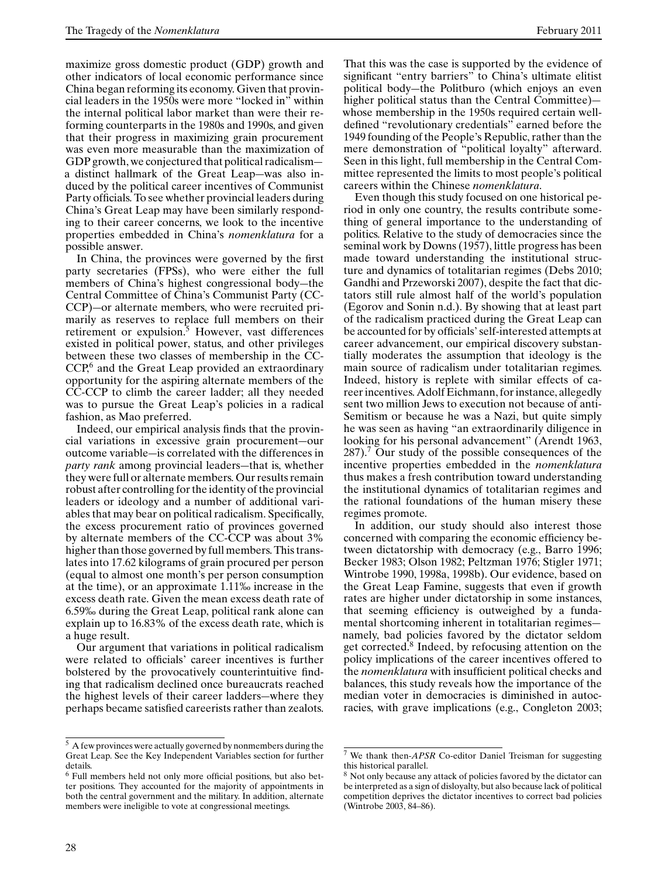maximize gross domestic product (GDP) growth and other indicators of local economic performance since China began reforming its economy. Given that provincial leaders in the 1950s were more "locked in" within the internal political labor market than were their reforming counterparts in the 1980s and 1990s, and given that their progress in maximizing grain procurement was even more measurable than the maximization of GDP growth, we conjectured that political radicalism—a distinct hallmark of the Great Leap—was also induced by the political career incentives of Communist Party officials. To see whether provincial leaders during China's Great Leap may have been similarly responding to their career concerns, we look to the incentive properties embedded in China's *nomenklatura* for a possible answer.

In China, the provinces were governed by the first party secretaries (FPSs), who were either the full members of China's highest congressional body—the Central Committee of China's Communist Party (CC-CCP)—or alternate members, who were recruited primarily as reserves to replace full members on their retirement or expulsion.[5] However, vast differences existed in political power, status, and other privileges between these two classes of membership in the CC-CCP,[6] and the Great Leap provided an extraordinary opportunity for the aspiring alternate members of the CC-CCP to climb the career ladder; all they needed was to pursue the Great Leap's policies in a radical fashion, as Mao preferred.

Indeed, our empirical analysis finds that the provincial variations in excessive grain procurement—our outcome variable—is correlated with the differences in *party rank* among provincial leaders—that is, whether they were full or alternate members. Our results remain robust after controlling for the identity of the provincial leaders or ideology and a number of additional variables that may bear on political radicalism. Specifically, the excess procurement ratio of provinces governed by alternate members of the CC-CCP was about 3% higher than those governed by full members. This translates into 17.62 kilograms of grain procured per person (equal to almost one month's per person consumption at the time), or an approximate 1.11‰ increase in the excess death rate. Given the mean excess death rate of 6.59‰ during the Great Leap, political rank alone can explain up to 16.83% of the excess death rate, which is a huge result.

Our argument that variations in political radicalism were related to officials' career incentives is further bolstered by the provocatively counterintuitive finding that radicalism declined once bureaucrats reached the highest levels of their career ladders—where they perhaps became satisfied careerists rather than zealots. That this was the case is supported by the evidence of significant "entry barriers" to China's ultimate elitist political body—the Politburo (which enjoys an even higher political status than the Central Committee)—whose membership in the 1950s required certain well-defined "revolutionary credentials" earned before the 1949 founding of the People's Republic, rather than the mere demonstration of "political loyalty" afterward. Seen in this light, full membership in the Central Committee represented the limits to most people's political careers within the Chinese *nomenklatura*.

Even though this study focused on one historical period in only one country, the results contribute something of general importance to the understanding of politics. Relative to the study of democracies since the seminal work by Downs (1957), little progress has been made toward understanding the institutional structure and dynamics of totalitarian regimes (Debs 2010; Gandhi and Przeworski 2007), despite the fact that dictators still rule almost half of the world's population (Egorov and Sonin n.d.). By showing that at least part of the radicalism practiced during the Great Leap can be accounted for by officials' self-interested attempts at career advancement, our empirical discovery substantially moderates the assumption that ideology is the main source of radicalism under totalitarian regimes. Indeed, history is replete with similar effects of career incentives. Adolf Eichmann, for instance, allegedly sent two million Jews to execution not because of anti-Semitism or because he was a Nazi, but quite simply he was seen as having "an extraordinarily diligence in looking for his personal advancement" (Arendt 1963, 287).[7] Our study of the possible consequences of the incentive properties embedded in the *nomenklatura* thus makes a fresh contribution toward understanding the institutional dynamics of totalitarian regimes and the rational foundations of the human misery these regimes promote.

In addition, our study should also interest those concerned with comparing the economic efficiency between dictatorship with democracy (e.g., Barro 1996; Becker 1983; Olson 1982; Peltzman 1976; Stigler 1971; Wintrobe 1990, 1998a, 1998b). Our evidence, based on the Great Leap Famine, suggests that even if growth rates are higher under dictatorship in some instances, that seeming efficiency is outweighed by a fundamental shortcoming inherent in totalitarian regimes—namely, bad policies favored by the dictator seldom get corrected.[8] Indeed, by refocusing attention on the policy implications of the career incentives offered to the *nomenklatura* with insufficient political checks and balances, this study reveals how the importance of the median voter in democracies is diminished in autocracies, with grave implications (e.g., Congleton 2003;

---

[5] A few provinces were actually governed by nonmembers during the Great Leap. See the Key Independent Variables section for further details.

[6] Full members held not only more official positions, but also better positions. They accounted for the majority of appointments in both the central government and the military. In addition, alternate members were ineligible to vote at congressional meetings.

[7] We thank then-*APSR* Co-editor Daniel Treisman for suggesting this historical parallel.

[8] Not only because any attack of policies favored by the dictator can be interpreted as a sign of disloyalty, but also because lack of political competition deprives the dictator incentives to correct bad policies (Wintrobe 2003, 84–86).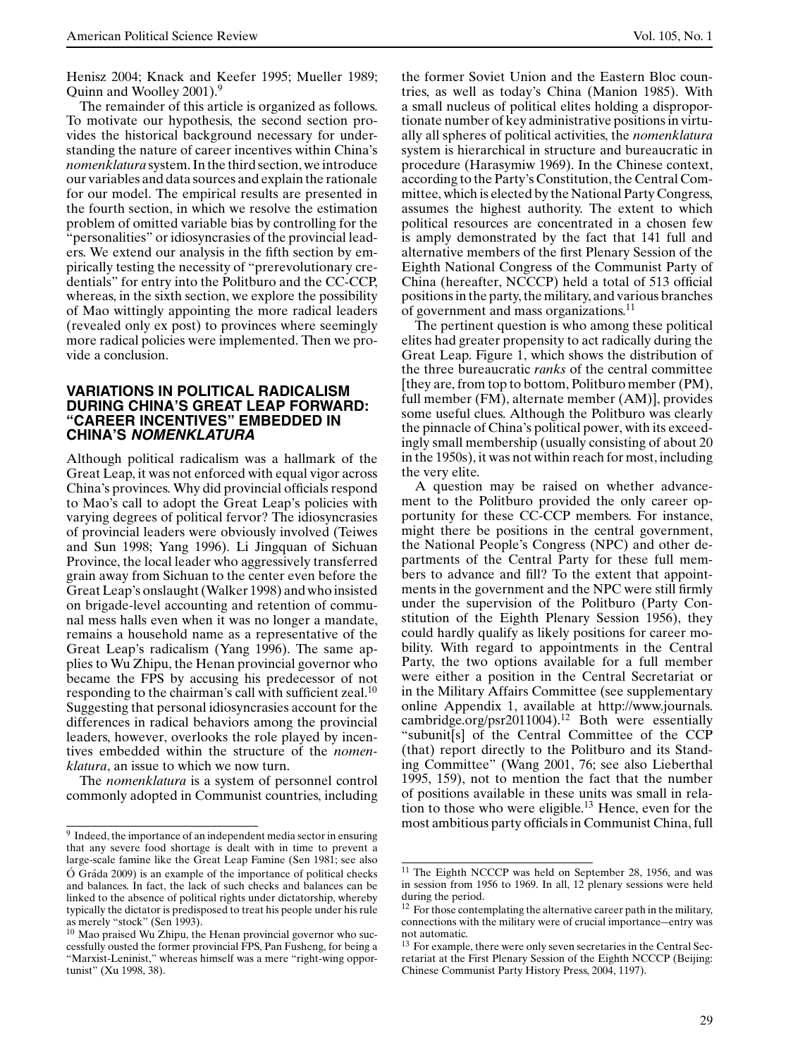Henisz 2004; Knack and Keefer 1995; Mueller 1989; Quinn and Woolley 2001).[9]

The remainder of this article is organized as follows. To motivate our hypothesis, the second section provides the historical background necessary for understanding the nature of career incentives within China's *nomenklatura* system. In the third section, we introduce our variables and data sources and explain the rationale for our model. The empirical results are presented in the fourth section, in which we resolve the estimation problem of omitted variable bias by controlling for the "personalities" or idiosyncrasies of the provincial leaders. We extend our analysis in the fifth section by empirically testing the necessity of "prerevolutionary credentials" for entry into the Politburo and the CC-CCP, whereas, in the sixth section, we explore the possibility of Mao wittingly appointing the more radical leaders (revealed only ex post) to provinces where seemingly more radical policies were implemented. Then we provide a conclusion.

## VARIATIONS IN POLITICAL RADICALISM DURING CHINA'S GREAT LEAP FORWARD: "CAREER INCENTIVES" EMBEDDED IN CHINA'S *NOMENKLATURA*

Although political radicalism was a hallmark of the Great Leap, it was not enforced with equal vigor across China's provinces. Why did provincial officials respond to Mao's call to adopt the Great Leap's policies with varying degrees of political fervor? The idiosyncrasies of provincial leaders were obviously involved (Teiwes and Sun 1998; Yang 1996). Li Jingquan of Sichuan Province, the local leader who aggressively transferred grain away from Sichuan to the center even before the Great Leap's onslaught (Walker 1998) and who insisted on brigade-level accounting and retention of communal mess halls even when it was no longer a mandate, remains a household name as a representative of the Great Leap's radicalism (Yang 1996). The same applies to Wu Zhipu, the Henan provincial governor who became the FPS by accusing his predecessor of not responding to the chairman's call with sufficient zeal.[10] Suggesting that personal idiosyncrasies account for the differences in radical behaviors among the provincial leaders, however, overlooks the role played by incentives embedded within the structure of the *nomenklatura*, an issue to which we now turn.

The *nomenklatura* is a system of personnel control commonly adopted in Communist countries, including the former Soviet Union and the Eastern Bloc countries, as well as today's China (Manion 1985). With a small nucleus of political elites holding a disproportionate number of key administrative positions in virtually all spheres of political activities, the *nomenklatura* system is hierarchical in structure and bureaucratic in procedure (Harasymiw 1969). In the Chinese context, according to the Party's Constitution, the Central Committee, which is elected by the National Party Congress, assumes the highest authority. The extent to which political resources are concentrated in a chosen few is amply demonstrated by the fact that 141 full and alternative members of the first Plenary Session of the Eighth National Congress of the Communist Party of China (hereafter, NCCCP) held a total of 513 official positions in the party, the military, and various branches of government and mass organizations.[11]

The pertinent question is who among these political elites had greater propensity to act radically during the Great Leap. Figure 1, which shows the distribution of the three bureaucratic *ranks* of the central committee [they are, from top to bottom, Politburo member (PM), full member (FM), alternate member (AM)], provides some useful clues. Although the Politburo was clearly the pinnacle of China's political power, with its exceedingly small membership (usually consisting of about 20 in the 1950s), it was not within reach for most, including the very elite.

A question may be raised on whether advancement to the Politburo provided the only career opportunity for these CC-CCP members. For instance, might there be positions in the central government, the National People's Congress (NPC) and other departments of the Central Party for these full members to advance and fill? To the extent that appointments in the government and the NPC were still firmly under the supervision of the Politburo (Party Constitution of the Eighth Plenary Session 1956), they could hardly qualify as likely positions for career mobility. With regard to appointments in the Central Party, the two options available for a full member were either a position in the Central Secretariat or in the Military Affairs Committee (see supplementary online Appendix 1, available at http://www.journals.cambridge.org/psr2011004).[12] Both were essentially "subunit[s] of the Central Committee of the CCP (that) report directly to the Politburo and its Standing Committee" (Wang 2001, 76; see also Lieberthal 1995, 159), not to mention the fact that the number of positions available in these units was small in relation to those who were eligible.[13] Hence, even for the most ambitious party officials in Communist China, full

---

[9] Indeed, the importance of an independent media sector in ensuring that any severe food shortage is dealt with in time to prevent a large-scale famine like the Great Leap Famine (Sen 1981; see also Ó Gráda 2009) is an example of the importance of political checks and balances. In fact, the lack of such checks and balances can be linked to the absence of political rights under dictatorship, whereby typically the dictator is predisposed to treat his people under his rule as merely "stock" (Sen 1993).

[10] Mao praised Wu Zhipu, the Henan provincial governor who successfully ousted the former provincial FPS, Pan Fusheng, for being a "Marxist-Leninist," whereas himself was a mere "right-wing opportunist" (Xu 1998, 38).

[11] The Eighth NCCCP was held on September 28, 1956, and was in session from 1956 to 1969. In all, 12 plenary sessions were held during the period.

[12] For those contemplating the alternative career path in the military, connections with the military were of crucial importance—entry was not automatic.

[13] For example, there were only seven secretaries in the Central Secretariat at the First Plenary Session of the Eighth NCCCP (Beijing: Chinese Communist Party History Press, 2004, 1197).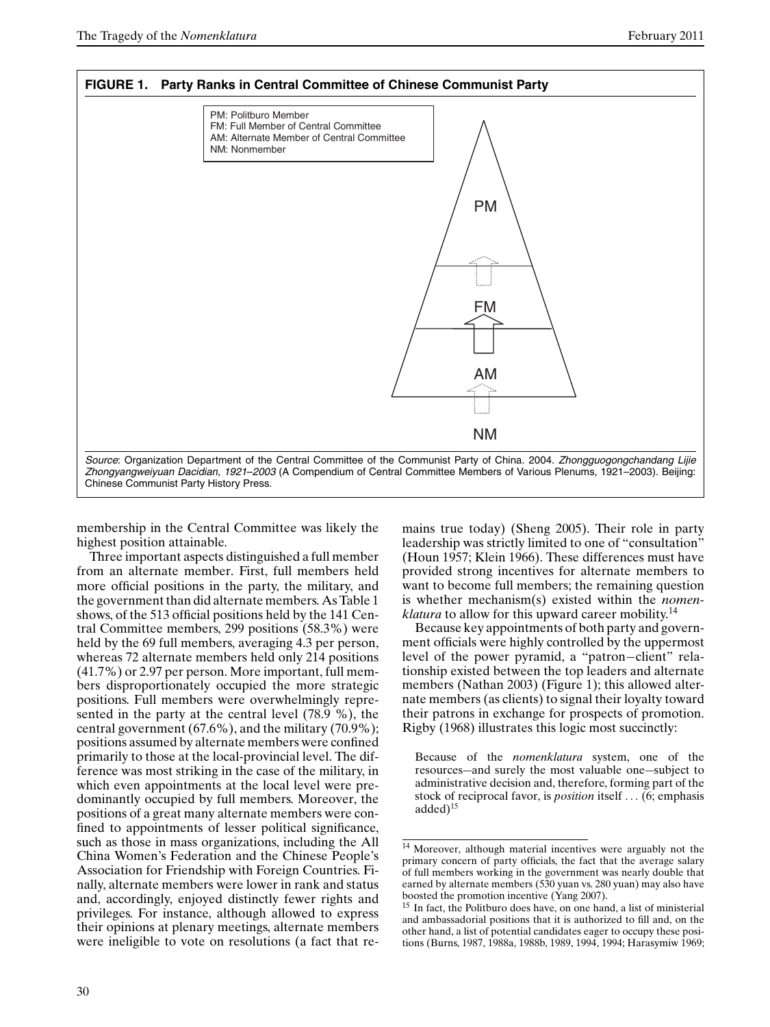**FIGURE 1. Party Ranks in Central Committee of Chinese Communist Party**

PM: Politburo Member
FM: Full Member of Central Committee
AM: Alternate Member of Central Committee
NM: Nonmember

PM

FM

AM

NM

*Source*: Organization Department of the Central Committee of the Communist Party of China. 2004. *Zhongguogongchandang Lijie Zhongyangweiyuan Dacidian, 1921–2003* (A Compendium of Central Committee Members of Various Plenums, 1921–2003). Beijing: Chinese Communist Party History Press.

membership in the Central Committee was likely the highest position attainable.

Three important aspects distinguished a full member from an alternate member. First, full members held more official positions in the party, the military, and the government than did alternate members. As Table 1 shows, of the 513 official positions held by the 141 Central Committee members, 299 positions (58.3%) were held by the 69 full members, averaging 4.3 per person, whereas 72 alternate members held only 214 positions (41.7%) or 2.97 per person. More important, full members disproportionately occupied the more strategic positions. Full members were overwhelmingly represented in the party at the central level (78.9 %), the central government (67.6%), and the military (70.9%); positions assumed by alternate members were confined primarily to those at the local-provincial level. The difference was most striking in the case of the military, in which even appointments at the local level were predominantly occupied by full members. Moreover, the positions of a great many alternate members were confined to appointments of lesser political significance, such as those in mass organizations, including the All China Women's Federation and the Chinese People's Association for Friendship with Foreign Countries. Finally, alternate members were lower in rank and status and, accordingly, enjoyed distinctly fewer rights and privileges. For instance, although allowed to express their opinions at plenary meetings, alternate members were ineligible to vote on resolutions (a fact that remains true today) (Sheng 2005). Their role in party leadership was strictly limited to one of "consultation" (Houn 1957; Klein 1966). These differences must have provided strong incentives for alternate members to want to become full members; the remaining question is whether mechanism(s) existed within the *nomenklatura* to allow for this upward career mobility.[14]

Because key appointments of both party and government officials were highly controlled by the uppermost level of the power pyramid, a "patron–client" relationship existed between the top leaders and alternate members (Nathan 2003) (Figure 1); this allowed alternate members (as clients) to signal their loyalty toward their patrons in exchange for prospects of promotion. Rigby (1968) illustrates this logic most succinctly:

> Because of the *nomenklatura* system, one of the resources—and surely the most valuable one—subject to administrative decision and, therefore, forming part of the stock of reciprocal favor, is *position* itself . . . (6; emphasis added)[15]

[14] Moreover, although material incentives were arguably not the primary concern of party officials, the fact that the average salary of full members working in the government was nearly double that earned by alternate members (530 yuan vs. 280 yuan) may also have boosted the promotion incentive (Yang 2007).

[15] In fact, the Politburo does have, on one hand, a list of ministerial and ambassadorial positions that it is authorized to fill and, on the other hand, a list of potential candidates eager to occupy these positions (Burns, 1987, 1988a, 1988b, 1989, 1994, 1994; Harasymiw 1969;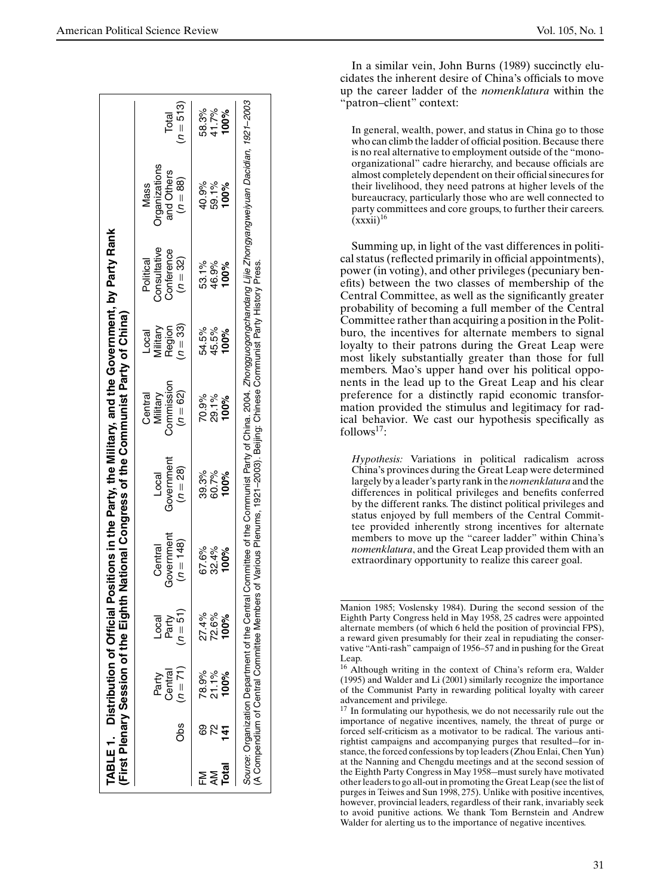**TABLE 1. Distribution of Official Positions in the Party, the Military, and the Government, by Party Rank (First Plenary Session of the Eighth National Congress of the Communist Party of China)**

| | Obs | Party Central ($n = 71$) | Local Party ($n = 51$) | Central Government ($n = 148$) | Local Government ($n = 28$) | Central Military Commission ($n = 62$) | Local Military Region ($n = 33$) | Political Consultative Conference ($n = 32$) | Mass Organizations and Others ($n = 88$) | Total ($n = 513$) |
|---|---|---|---|---|---|---|---|---|---|---|
| FM | 69 | 78.9% | 27.4% | 67.6% | 39.3% | 70.9% | 54.5% | 53.1% | 40.9% | 58.3% |
| AM | 72 | 21.1% | 72.6% | 32.4% | 60.7% | 29.1% | 45.5% | 46.9% | 59.1% | 41.7% |
| **Total** | **141** | **100%** | **100%** | **100%** | **100%** | **100%** | **100%** | **100%** | **100%** | **100%** |

*Source*: Organization Department of the Central Committee of the Communist Party of China. 2004. *Zhongguogongchandang Lijie Zhongyangweiyuan Dacidian, 1921–2003* (A Compendium of Central Committee Members of Various Plenums, 1921–2003). Beijing: Chinese Communist Party History Press.

In a similar vein, John Burns (1989) succinctly elucidates the inherent desire of China's officials to move up the career ladder of the *nomenklatura* within the "patron–client" context:

> In general, wealth, power, and status in China go to those who can climb the ladder of official position. Because there is no real alternative to employment outside of the "mono-organizational" cadre hierarchy, and because officials are almost completely dependent on their official sinecures for their livelihood, they need patrons at higher levels of the bureaucracy, particularly those who are well connected to party committees and core groups, to further their careers. (xxxii)[16]

Summing up, in light of the vast differences in political status (reflected primarily in official appointments), power (in voting), and other privileges (pecuniary benefits) between the two classes of membership of the Central Committee, as well as the significantly greater probability of becoming a full member of the Central Committee rather than acquiring a position in the Politburo, the incentives for alternate members to signal loyalty to their patrons during the Great Leap were most likely substantially greater than those for full members. Mao's upper hand over his political opponents in the lead up to the Great Leap and his clear preference for a distinctly rapid economic transformation provided the stimulus and legitimacy for radical behavior. We cast our hypothesis specifically as follows[17]:

> *Hypothesis:* Variations in political radicalism across China's provinces during the Great Leap were determined largely by a leader's party rank in the *nomenklatura* and the differences in political privileges and benefits conferred by the different ranks. The distinct political privileges and status enjoyed by full members of the Central Committee provided inherently strong incentives for alternate members to move up the "career ladder" within China's *nomenklatura*, and the Great Leap provided them with an extraordinary opportunity to realize this career goal.

---

Manion 1985; Voslensky 1984). During the second session of the Eighth Party Congress held in May 1958, 25 cadres were appointed alternate members (of which 6 held the position of provincial FPS), a reward given presumably for their zeal in repudiating the conservative "Anti-rash" campaign of 1956–57 and in pushing for the Great Leap.

[16] Although writing in the context of China's reform era, Walder (1995) and Walder and Li (2001) similarly recognize the importance of the Communist Party in rewarding political loyalty with career advancement and privilege.

[17] In formulating our hypothesis, we do not necessarily rule out the importance of negative incentives, namely, the threat of purge or forced self-criticism as a motivator to be radical. The various anti-rightist campaigns and accompanying purges that resulted—for instance, the forced confessions by top leaders (Zhou Enlai, Chen Yun) at the Nanning and Chengdu meetings and at the second session of the Eighth Party Congress in May 1958—must surely have motivated other leaders to go all-out in promoting the Great Leap (see the list of purges in Teiwes and Sun 1998, 275). Unlike with positive incentives, however, provincial leaders, regardless of their rank, invariably seek to avoid punitive actions. We thank Tom Bernstein and Andrew Walder for alerting us to the importance of negative incentives.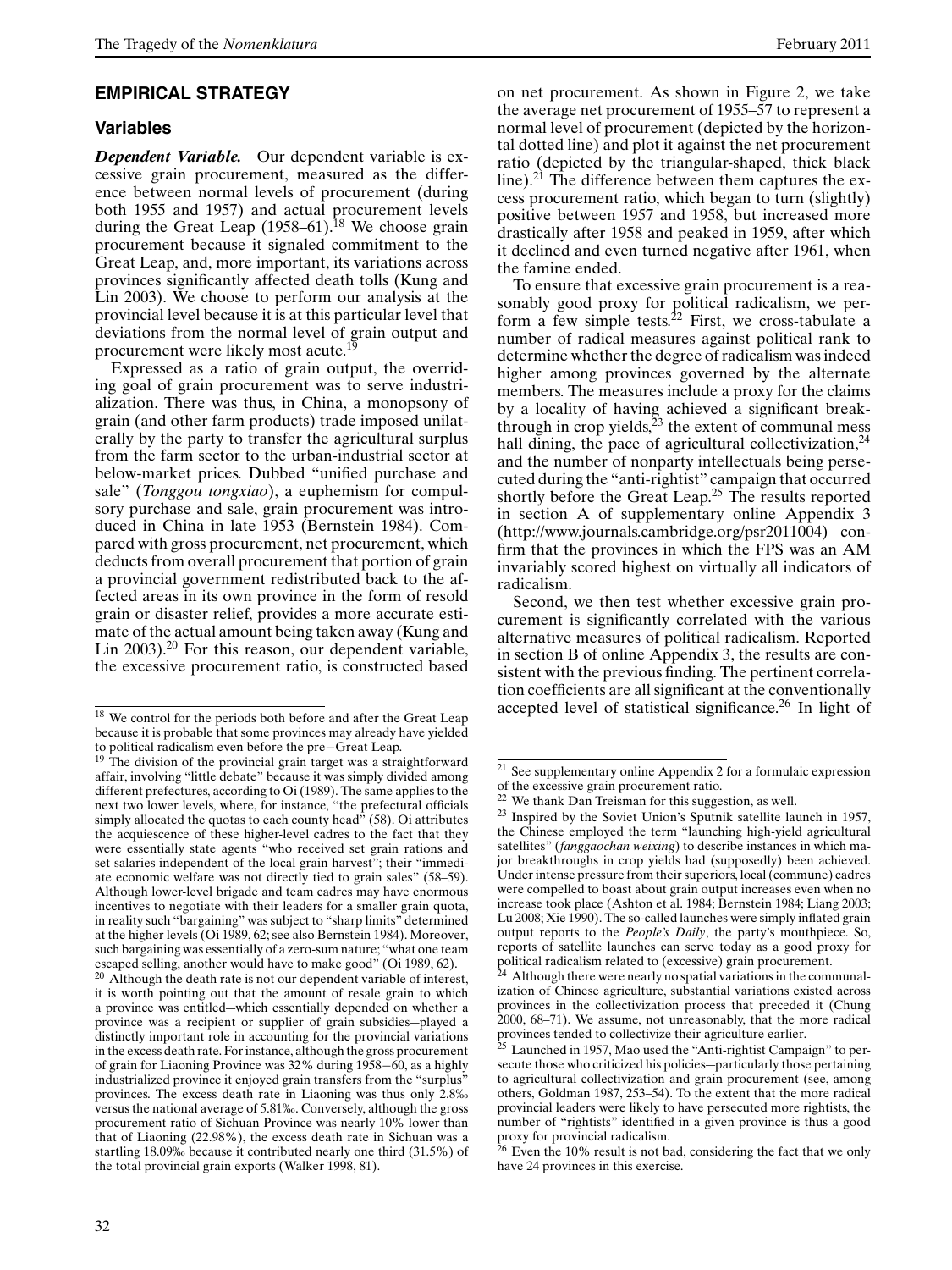## EMPIRICAL STRATEGY

### Variables

***Dependent Variable.*** Our dependent variable is excessive grain procurement, measured as the difference between normal levels of procurement (during both 1955 and 1957) and actual procurement levels during the Great Leap (1958–61).[18] We choose grain procurement because it signaled commitment to the Great Leap, and, more important, its variations across provinces significantly affected death tolls (Kung and Lin 2003). We choose to perform our analysis at the provincial level because it is at this particular level that deviations from the normal level of grain output and procurement were likely most acute.[19]

Expressed as a ratio of grain output, the overriding goal of grain procurement was to serve industrialization. There was thus, in China, a monopsony of grain (and other farm products) trade imposed unilaterally by the party to transfer the agricultural surplus from the farm sector to the urban-industrial sector at below-market prices. Dubbed "unified purchase and sale" (*Tonggou tongxiao*), a euphemism for compulsory purchase and sale, grain procurement was introduced in China in late 1953 (Bernstein 1984). Compared with gross procurement, net procurement, which deducts from overall procurement that portion of grain a provincial government redistributed back to the affected areas in its own province in the form of resold grain or disaster relief, provides a more accurate estimate of the actual amount being taken away (Kung and Lin 2003).[20] For this reason, our dependent variable, the excessive procurement ratio, is constructed based on net procurement. As shown in Figure 2, we take the average net procurement of 1955–57 to represent a normal level of procurement (depicted by the horizontal dotted line) and plot it against the net procurement ratio (depicted by the triangular-shaped, thick black line).[21] The difference between them captures the excess procurement ratio, which began to turn (slightly) positive between 1957 and 1958, but increased more drastically after 1958 and peaked in 1959, after which it declined and even turned negative after 1961, when the famine ended.

To ensure that excessive grain procurement is a reasonably good proxy for political radicalism, we perform a few simple tests.[22] First, we cross-tabulate a number of radical measures against political rank to determine whether the degree of radicalism was indeed higher among provinces governed by the alternate members. The measures include a proxy for the claims by a locality of having achieved a significant breakthrough in crop yields,[23] the extent of communal mess hall dining, the pace of agricultural collectivization,[24] and the number of nonparty intellectuals being persecuted during the "anti-rightist" campaign that occurred shortly before the Great Leap.[25] The results reported in section A of supplementary online Appendix 3 (http://www.journals.cambridge.org/psr2011004) confirm that the provinces in which the FPS was an AM invariably scored highest on virtually all indicators of radicalism.

Second, we then test whether excessive grain procurement is significantly correlated with the various alternative measures of political radicalism. Reported in section B of online Appendix 3, the results are consistent with the previous finding. The pertinent correlation coefficients are all significant at the conventionally accepted level of statistical significance.[26] In light of

---

[18] We control for the periods both before and after the Great Leap because it is probable that some provinces may already have yielded to political radicalism even before the pre–Great Leap.

[19] The division of the provincial grain target was a straightforward affair, involving "little debate" because it was simply divided among different prefectures, according to Oi (1989). The same applies to the next two lower levels, where, for instance, "the prefectural officials simply allocated the quotas to each county head" (58). Oi attributes the acquiescence of these higher-level cadres to the fact that they were essentially state agents "who received set grain rations and set salaries independent of the local grain harvest"; their "immediate economic welfare was not directly tied to grain sales" (58–59). Although lower-level brigade and team cadres may have enormous incentives to negotiate with their leaders for a smaller grain quota, in reality such "bargaining" was subject to "sharp limits" determined at the higher levels (Oi 1989, 62; see also Bernstein 1984). Moreover, such bargaining was essentially of a zero-sum nature; "what one team escaped selling, another would have to make good" (Oi 1989, 62).

[20] Although the death rate is not our dependent variable of interest, it is worth pointing out that the amount of resale grain to which a province was entitled—which essentially depended on whether a province was a recipient or supplier of grain subsidies—played a distinctly important role in accounting for the provincial variations in the excess death rate. For instance, although the gross procurement of grain for Liaoning Province was 32% during 1958–60, as a highly industrialized province it enjoyed grain transfers from the "surplus" provinces. The excess death rate in Liaoning was thus only 2.8‰ versus the national average of 5.81‰. Conversely, although the gross procurement ratio of Sichuan Province was nearly 10% lower than that of Liaoning (22.98%), the excess death rate in Sichuan was a startling 18.09‰ because it contributed nearly one third (31.5%) of the total provincial grain exports (Walker 1998, 81).

[21] See supplementary online Appendix 2 for a formulaic expression of the excessive grain procurement ratio.

[22] We thank Dan Treisman for this suggestion, as well.

[23] Inspired by the Soviet Union's Sputnik satellite launch in 1957, the Chinese employed the term "launching high-yield agricultural satellites" (*fanggaochan weixing*) to describe instances in which major breakthroughs in crop yields had (supposedly) been achieved. Under intense pressure from their superiors, local (commune) cadres were compelled to boast about grain output increases even when no increase took place (Ashton et al. 1984; Bernstein 1984; Liang 2003; Lu 2008; Xie 1990). The so-called launches were simply inflated grain output reports to the *People's Daily*, the party's mouthpiece. So, reports of satellite launches can serve today as a good proxy for political radicalism related to (excessive) grain procurement.

[24] Although there were nearly no spatial variations in the communalization of Chinese agriculture, substantial variations existed across provinces in the collectivization process that preceded it (Chung 2000, 68–71). We assume, not unreasonably, that the more radical provinces tended to collectivize their agriculture earlier.

[25] Launched in 1957, Mao used the "Anti-rightist Campaign" to persecute those who criticized his policies—particularly those pertaining to agricultural collectivization and grain procurement (see, among others, Goldman 1987, 253–54). To the extent that the more radical provincial leaders were likely to have persecuted more rightists, the number of "rightists" identified in a given province is thus a good proxy for provincial radicalism.

[26] Even the 10% result is not bad, considering the fact that we only have 24 provinces in this exercise.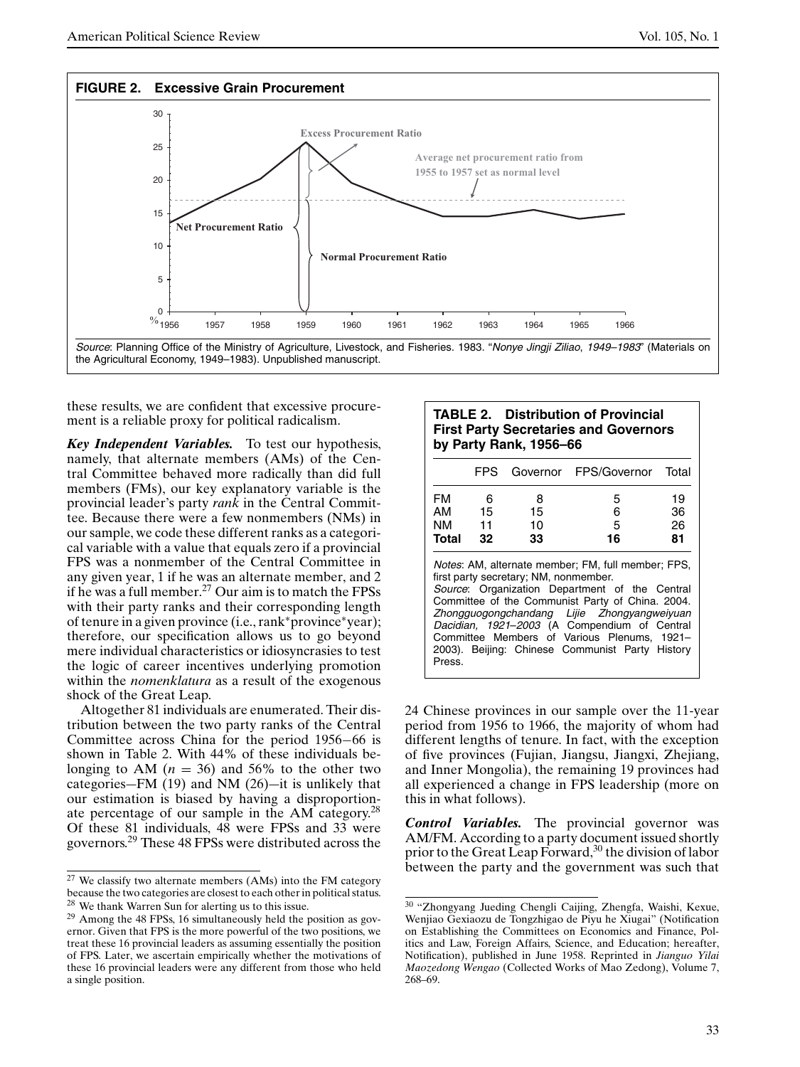**FIGURE 2. Excessive Grain Procurement**

*Source*: Planning Office of the Ministry of Agriculture, Livestock, and Fisheries. 1983. "*Nonye Jingji Ziliao, 1949–1983*" (Materials on the Agricultural Economy, 1949–1983). Unpublished manuscript.

these results, we are confident that excessive procurement is a reliable proxy for political radicalism.

***Key Independent Variables.*** To test our hypothesis, namely, that alternate members (AMs) of the Central Committee behaved more radically than did full members (FMs), our key explanatory variable is the provincial leader's party *rank* in the Central Committee. Because there were a few nonmembers (NMs) in our sample, we code these different ranks as a categorical variable with a value that equals zero if a provincial FPS was a nonmember of the Central Committee in any given year, 1 if he was an alternate member, and 2 if he was a full member.[27] Our aim is to match the FPSs with their party ranks and their corresponding length of tenure in a given province (i.e., rank*province*year); therefore, our specification allows us to go beyond mere individual characteristics or idiosyncrasies to test the logic of career incentives underlying promotion within the *nomenklatura* as a result of the exogenous shock of the Great Leap.

Altogether 81 individuals are enumerated. Their distribution between the two party ranks of the Central Committee across China for the period 1956–66 is shown in Table 2. With 44% of these individuals belonging to AM ($n = 36$) and 56% to the other two categories—FM (19) and NM (26)—it is unlikely that our estimation is biased by having a disproportionate percentage of our sample in the AM category.[28] Of these 81 individuals, 48 were FPSs and 33 were governors.[29] These 48 FPSs were distributed across the 24 Chinese provinces in our sample over the 11-year period from 1956 to 1966, the majority of whom had different lengths of tenure. In fact, with the exception of five provinces (Fujian, Jiangsu, Jiangxi, Zhejiang, and Inner Mongolia), the remaining 19 provinces had all experienced a change in FPS leadership (more on this in what follows).

**TABLE 2. Distribution of Provincial First Party Secretaries and Governors by Party Rank, 1956–66**

| | FPS | Governor | FPS/Governor | Total |
|---|---|---|---|---|
| FM | 6 | 8 | 5 | 19 |
| AM | 15 | 15 | 6 | 36 |
| NM | 11 | 10 | 5 | 26 |
| **Total** | **32** | **33** | **16** | **81** |

*Notes*: AM, alternate member; FM, full member; FPS, first party secretary; NM, nonmember.
*Source*: Organization Department of the Central Committee of the Communist Party of China. 2004. *Zhongguogongchandang Lijie Zhongyangweiyuan Dacidian, 1921–2003* (A Compendium of Central Committee Members of Various Plenums, 1921–2003). Beijing: Chinese Communist Party History Press.

***Control Variables.*** The provincial governor was AM/FM. According to a party document issued shortly prior to the Great Leap Forward,[30] the division of labor between the party and the government was such that

[27] We classify two alternate members (AMs) into the FM category because the two categories are closest to each other in political status.

[28] We thank Warren Sun for alerting us to this issue.

[29] Among the 48 FPSs, 16 simultaneously held the position as governor. Given that FPS is the more powerful of the two positions, we treat these 16 provincial leaders as assuming essentially the position of FPS. Later, we ascertain empirically whether the motivations of these 16 provincial leaders were any different from those who held a single position.

[30] "Zhongyang Jueding Chengli Caijing, Zhengfa, Waishi, Kexue, Wenjiao Gexiaozu de Tongzhigao de Piyu he Xiugai" (Notification on Establishing the Committees on Economics and Finance, Politics and Law, Foreign Affairs, Science, and Education; hereafter, Notification), published in June 1958. Reprinted in *Jianguo Yilai Maozedong Wengao* (Collected Works of Mao Zedong), Volume 7, 268–69.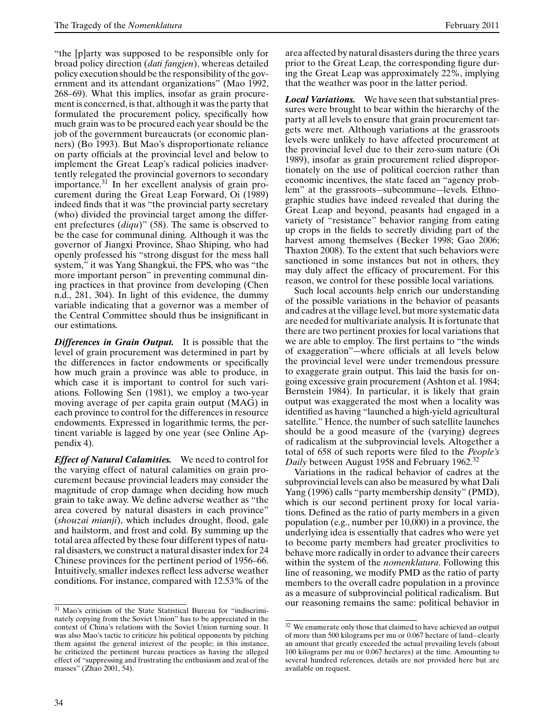"the [p]arty was supposed to be responsible only for broad policy direction (*dati fangjen*), whereas detailed policy execution should be the responsibility of the government and its attendant organizations" (Mao 1992, 268–69). What this implies, insofar as grain procurement is concerned, is that, although it was the party that formulated the procurement policy, specifically how much grain was to be procured each year should be the job of the government bureaucrats (or economic planners) (Bo 1993). But Mao's disproportionate reliance on party officials at the provincial level and below to implement the Great Leap's radical policies inadvertently relegated the provincial governors to secondary importance.[31] In her excellent analysis of grain procurement during the Great Leap Forward, Oi (1989) indeed finds that it was "the provincial party secretary (who) divided the provincial target among the different prefectures (*diqu*)" (58). The same is observed to be the case for communal dining. Although it was the governor of Jiangxi Province, Shao Shiping, who had openly professed his "strong disgust for the mess hall system," it was Yang Shangkui, the FPS, who was "the more important person" in preventing communal dining practices in that province from developing (Chen n.d., 281, 304). In light of this evidence, the dummy variable indicating that a governor was a member of the Central Committee should thus be insignificant in our estimations.

***Differences in Grain Output.*** It is possible that the level of grain procurement was determined in part by the differences in factor endowments or specifically how much grain a province was able to produce, in which case it is important to control for such variations. Following Sen (1981), we employ a two-year moving average of per capita grain output (MAG) in each province to control for the differences in resource endowments. Expressed in logarithmic terms, the pertinent variable is lagged by one year (see Online Appendix 4).

***Effect of Natural Calamities.*** We need to control for the varying effect of natural calamities on grain procurement because provincial leaders may consider the magnitude of crop damage when deciding how much grain to take away. We define adverse weather as "the area covered by natural disasters in each province" (*shouzai mianji*), which includes drought, flood, gale and hailstorm, and frost and cold. By summing up the total area affected by these four different types of natural disasters, we construct a natural disaster index for 24 Chinese provinces for the pertinent period of 1956–66. Intuitively, smaller indexes reflect less adverse weather conditions. For instance, compared with 12.53% of the area affected by natural disasters during the three years prior to the Great Leap, the corresponding figure during the Great Leap was approximately 22%, implying that the weather was poor in the latter period.

***Local Variations.*** We have seen that substantial pressures were brought to bear within the hierarchy of the party at all levels to ensure that grain procurement targets were met. Although variations at the grassroots levels were unlikely to have affected procurement at the provincial level due to their zero-sum nature (Oi 1989), insofar as grain procurement relied disproportionately on the use of political coercion rather than economic incentives, the state faced an "agency problem" at the grassroots—subcommune—levels. Ethnographic studies have indeed revealed that during the Great Leap and beyond, peasants had engaged in a variety of "resistance" behavior ranging from eating up crops in the fields to secretly dividing part of the harvest among themselves (Becker 1998; Gao 2006; Thaxton 2008). To the extent that such behaviors were sanctioned in some instances but not in others, they may duly affect the efficacy of procurement. For this reason, we control for these possible local variations.

Such local accounts help enrich our understanding of the possible variations in the behavior of peasants and cadres at the village level, but more systematic data are needed for multivariate analysis. It is fortunate that there are two pertinent proxies for local variations that we are able to employ. The first pertains to "the winds of exaggeration"—where officials at all levels below the provincial level were under tremendous pressure to exaggerate grain output. This laid the basis for ongoing excessive grain procurement (Ashton et al. 1984; Bernstein 1984). In particular, it is likely that grain output was exaggerated the most when a locality was identified as having "launched a high-yield agricultural satellite." Hence, the number of such satellite launches should be a good measure of the (varying) degrees of radicalism at the subprovincial levels. Altogether a total of 658 of such reports were filed to the *People's Daily* between August 1958 and February 1962.[32]

Variations in the radical behavior of cadres at the subprovincial levels can also be measured by what Dali Yang (1996) calls "party membership density" (PMD), which is our second pertinent proxy for local variations. Defined as the ratio of party members in a given population (e.g., number per 10,000) in a province, the underlying idea is essentially that cadres who were yet to become party members had greater proclivities to behave more radically in order to advance their careers within the system of the *nomenklatura*. Following this line of reasoning, we modify PMD as the ratio of party members to the overall cadre population in a province as a measure of subprovincial political radicalism. But our reasoning remains the same: political behavior in

---

[31] Mao's criticism of the State Statistical Bureau for "indiscriminately copying from the Soviet Union" has to be appreciated in the context of China's relations with the Soviet Union turning sour. It was also Mao's tactic to criticize his political opponents by pitching them against the general interest of the people; in this instance, he criticized the pertinent bureau practices as having the alleged effect of "suppressing and frustrating the enthusiasm and zeal of the masses" (Zhao 2001, 54).

[32] We enumerate only those that claimed to have achieved an output of more than 500 kilograms per mu or 0.067 hectare of land—clearly an amount that greatly exceeded the actual prevailing levels (about 100 kilograms per mu or 0.067 hectares) at the time. Amounting to several hundred references, details are not provided here but are available on request.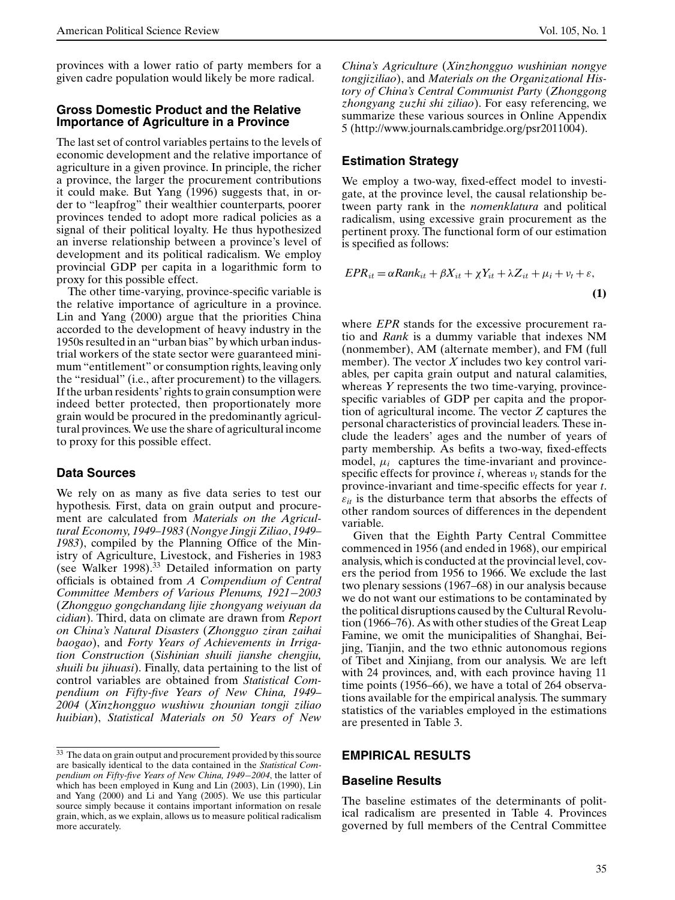provinces with a lower ratio of party members for a given cadre population would likely be more radical.

### Gross Domestic Product and the Relative Importance of Agriculture in a Province

The last set of control variables pertains to the levels of economic development and the relative importance of agriculture in a given province. In principle, the richer a province, the larger the procurement contributions it could make. But Yang (1996) suggests that, in order to "leapfrog" their wealthier counterparts, poorer provinces tended to adopt more radical policies as a signal of their political loyalty. He thus hypothesized an inverse relationship between a province's level of development and its political radicalism. We employ provincial GDP per capita in a logarithmic form to proxy for this possible effect.

The other time-varying, province-specific variable is the relative importance of agriculture in a province. Lin and Yang (2000) argue that the priorities China accorded to the development of heavy industry in the 1950s resulted in an "urban bias" by which urban industrial workers of the state sector were guaranteed minimum "entitlement" or consumption rights, leaving only the "residual" (i.e., after procurement) to the villagers. If the urban residents' rights to grain consumption were indeed better protected, then proportionately more grain would be procured in the predominantly agricultural provinces. We use the share of agricultural income to proxy for this possible effect.

### Data Sources

We rely on as many as five data series to test our hypothesis. First, data on grain output and procurement are calculated from *Materials on the Agricultural Economy, 1949–1983* (*Nongye Jingji Ziliao*, *1949–1983*), compiled by the Planning Office of the Ministry of Agriculture, Livestock, and Fisheries in 1983 (see Walker 1998).[33] Detailed information on party officials is obtained from *A Compendium of Central Committee Members of Various Plenums, 1921–2003* (*Zhongguo gongchandang lijie zhongyang weiyuan da cidian*). Third, data on climate are drawn from *Report on China's Natural Disasters* (*Zhongguo ziran zaihai baogao*), and *Forty Years of Achievements in Irrigation Construction* (*Sishinian shuili jianshe chengjiu, shuili bu jihuasi*). Finally, data pertaining to the list of control variables are obtained from *Statistical Compendium on Fifty-five Years of New China, 1949–2004* (*Xinzhongguo wushiwu zhounian tongji ziliao huibian*), *Statistical Materials on 50 Years of New China's Agriculture* (*Xinzhongguo wushinian nongye tongjiziliao*), and *Materials on the Organizational History of China's Central Communist Party* (*Zhonggong zhongyang zuzhi shi ziliao*). For easy referencing, we summarize these various sources in Online Appendix 5 (http://www.journals.cambridge.org/psr2011004).

### Estimation Strategy

We employ a two-way, fixed-effect model to investigate, at the province level, the causal relationship between party rank in the *nomenklatura* and political radicalism, using excessive grain procurement as the pertinent proxy. The functional form of our estimation is specified as follows:

$$EPR_{it} = \alpha Rank_{it} + \beta X_{it} + \chi Y_{it} + \lambda Z_{it} + \mu_i + \nu_t + \varepsilon, \tag{1}$$

where *EPR* stands for the excessive procurement ratio and *Rank* is a dummy variable that indexes NM (nonmember), AM (alternate member), and FM (full member). The vector $X$ includes two key control variables, per capita grain output and natural calamities, whereas $Y$ represents the two time-varying, province-specific variables of GDP per capita and the proportion of agricultural income. The vector $Z$ captures the personal characteristics of provincial leaders. These include the leaders' ages and the number of years of party membership. As befits a two-way, fixed-effects model, $\mu_i$ captures the time-invariant and province-specific effects for province $i$, whereas $\nu_t$ stands for the province-invariant and time-specific effects for year $t$. $\varepsilon_{it}$ is the disturbance term that absorbs the effects of other random sources of differences in the dependent variable.

Given that the Eighth Party Central Committee commenced in 1956 (and ended in 1968), our empirical analysis, which is conducted at the provincial level, covers the period from 1956 to 1966. We exclude the last two plenary sessions (1967–68) in our analysis because we do not want our estimations to be contaminated by the political disruptions caused by the Cultural Revolution (1966–76). As with other studies of the Great Leap Famine, we omit the municipalities of Shanghai, Beijing, Tianjin, and the two ethnic autonomous regions of Tibet and Xinjiang, from our analysis. We are left with 24 provinces, and, with each province having 11 time points (1956–66), we have a total of 264 observations available for the empirical analysis. The summary statistics of the variables employed in the estimations are presented in Table 3.

## EMPIRICAL RESULTS

### Baseline Results

The baseline estimates of the determinants of political radicalism are presented in Table 4. Provinces governed by full members of the Central Committee

[33] The data on grain output and procurement provided by this source are basically identical to the data contained in the *Statistical Compendium on Fifty-five Years of New China, 1949–2004*, the latter of which has been employed in Kung and Lin (2003), Lin (1990), Lin and Yang (2000) and Li and Yang (2005). We use this particular source simply because it contains important information on resale grain, which, as we explain, allows us to measure political radicalism more accurately.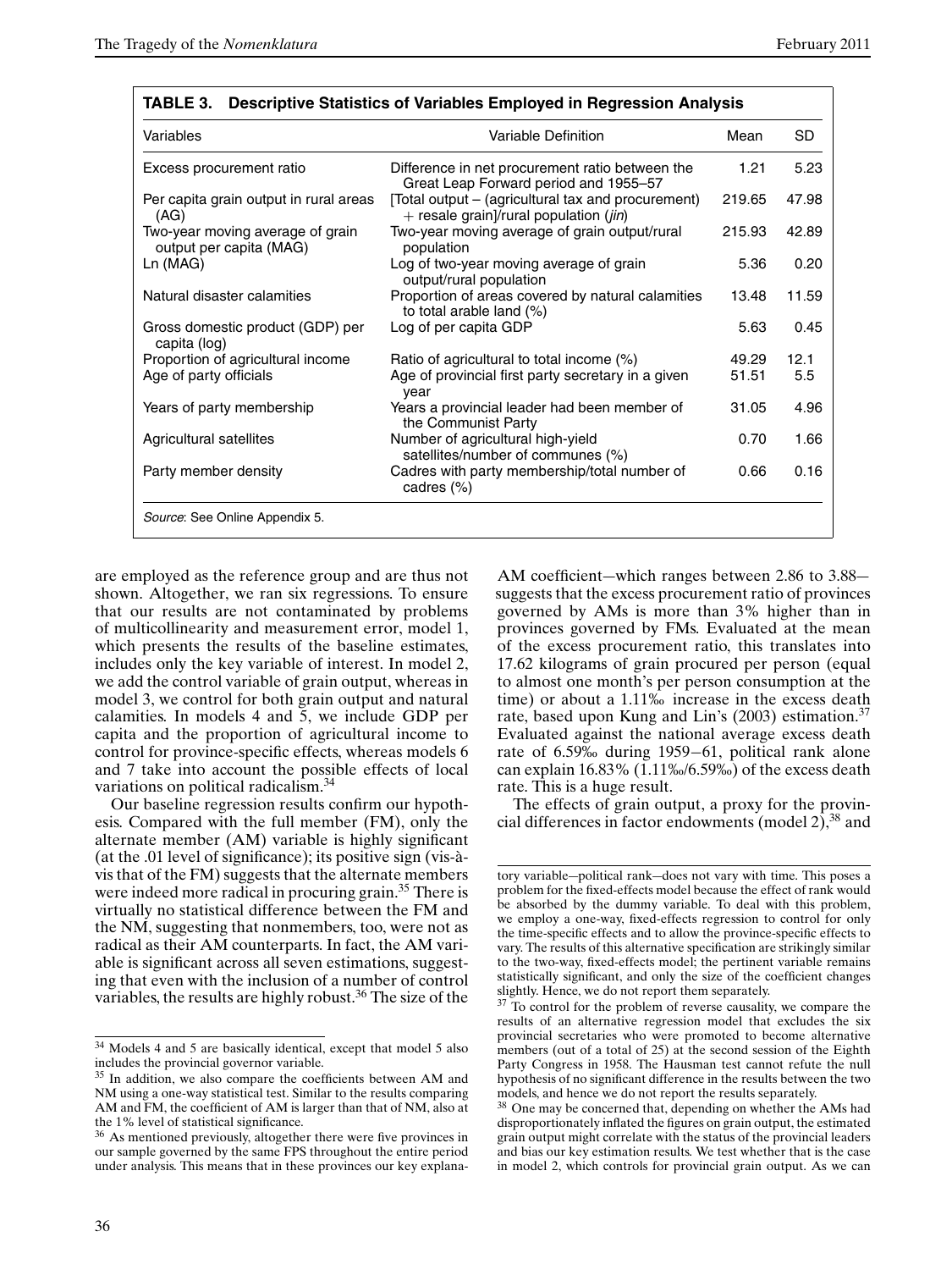**TABLE 3. Descriptive Statistics of Variables Employed in Regression Analysis**

| Variables | Variable Definition | Mean | SD |
|---|---|---|---|
| Excess procurement ratio | Difference in net procurement ratio between the Great Leap Forward period and 1955–57 | 1.21 | 5.23 |
| Per capita grain output in rural areas (AG) | [Total output – (agricultural tax and procurement) + resale grain]/rural population (*jin*) | 219.65 | 47.98 |
| Two-year moving average of grain output per capita (MAG) | Two-year moving average of grain output/rural population | 215.93 | 42.89 |
| Ln (MAG) | Log of two-year moving average of grain output/rural population | 5.36 | 0.20 |
| Natural disaster calamities | Proportion of areas covered by natural calamities to total arable land (%) | 13.48 | 11.59 |
| Gross domestic product (GDP) per capita (log) | Log of per capita GDP | 5.63 | 0.45 |
| Proportion of agricultural income | Ratio of agricultural to total income (%) | 49.29 | 12.1 |
| Age of party officials | Age of provincial first party secretary in a given year | 51.51 | 5.5 |
| Years of party membership | Years a provincial leader had been member of the Communist Party | 31.05 | 4.96 |
| Agricultural satellites | Number of agricultural high-yield satellites/number of communes (%) | 0.70 | 1.66 |
| Party member density | Cadres with party membership/total number of cadres (%) | 0.66 | 0.16 |

*Source*: See Online Appendix 5.

are employed as the reference group and are thus not shown. Altogether, we ran six regressions. To ensure that our results are not contaminated by problems of multicollinearity and measurement error, model 1, which presents the results of the baseline estimates, includes only the key variable of interest. In model 2, we add the control variable of grain output, whereas in model 3, we control for both grain output and natural calamities. In models 4 and 5, we include GDP per capita and the proportion of agricultural income to control for province-specific effects, whereas models 6 and 7 take into account the possible effects of local variations on political radicalism.[34]

Our baseline regression results confirm our hypothesis. Compared with the full member (FM), only the alternate member (AM) variable is highly significant (at the .01 level of significance); its positive sign (vis-à-vis that of the FM) suggests that the alternate members were indeed more radical in procuring grain.[35] There is virtually no statistical difference between the FM and the NM, suggesting that nonmembers, too, were not as radical as their AM counterparts. In fact, the AM variable is significant across all seven estimations, suggesting that even with the inclusion of a number of control variables, the results are highly robust.[36] The size of the AM coefficient—which ranges between 2.86 to 3.88—suggests that the excess procurement ratio of provinces governed by AMs is more than 3% higher than in provinces governed by FMs. Evaluated at the mean of the excess procurement ratio, this translates into 17.62 kilograms of grain procured per person (equal to almost one month's per person consumption at the time) or about a 1.11‰ increase in the excess death rate, based upon Kung and Lin's (2003) estimation.[37] Evaluated against the national average excess death rate of 6.59‰ during 1959–61, political rank alone can explain 16.83% (1.11‰/6.59‰) of the excess death rate. This is a huge result.

The effects of grain output, a proxy for the provincial differences in factor endowments (model 2),[38] and

[34] Models 4 and 5 are basically identical, except that model 5 also includes the provincial governor variable.

[35] In addition, we also compare the coefficients between AM and NM using a one-way statistical test. Similar to the results comparing AM and FM, the coefficient of AM is larger than that of NM, also at the 1% level of statistical significance.

[36] As mentioned previously, altogether there were five provinces in our sample governed by the same FPS throughout the entire period under analysis. This means that in these provinces our key explanatory variable—political rank—does not vary with time. This poses a problem for the fixed-effects model because the effect of rank would be absorbed by the dummy variable. To deal with this problem, we employ a one-way, fixed-effects regression to control for only the time-specific effects and to allow the province-specific effects to vary. The results of this alternative specification are strikingly similar to the two-way, fixed-effects model; the pertinent variable remains statistically significant, and only the size of the coefficient changes slightly. Hence, we do not report them separately.

[37] To control for the problem of reverse causality, we compare the results of an alternative regression model that excludes the six provincial secretaries who were promoted to become alternative members (out of a total of 25) at the second session of the Eighth Party Congress in 1958. The Hausman test cannot refute the null hypothesis of no significant difference in the results between the two models, and hence we do not report the results separately.

[38] One may be concerned that, depending on whether the AMs had disproportionately inflated the figures on grain output, the estimated grain output might correlate with the status of the provincial leaders and bias our key estimation results. We test whether that is the case in model 2, which controls for provincial grain output. As we can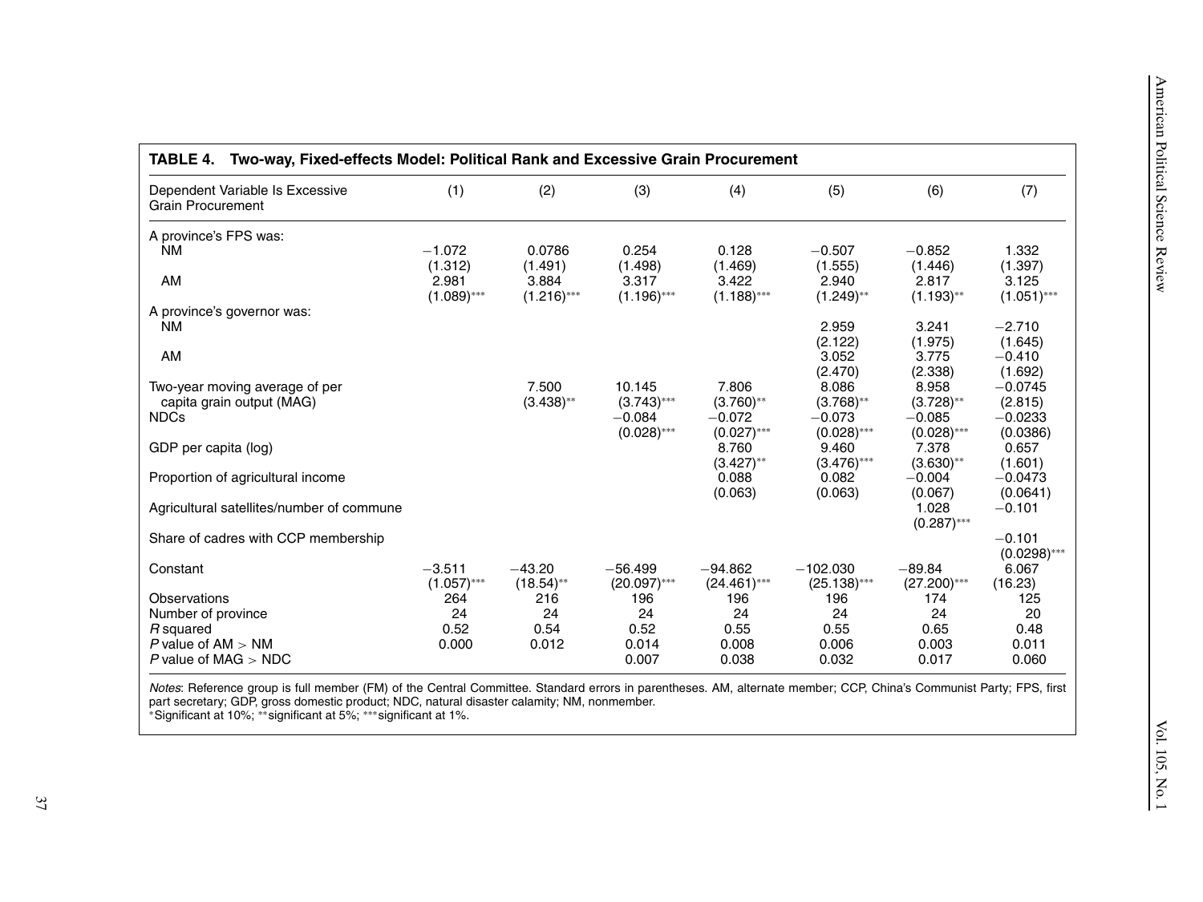**TABLE 4. Two-way, Fixed-effects Model: Political Rank and Excessive Grain Procurement**

| Dependent Variable Is Excessive Grain Procurement | (1) | (2) | (3) | (4) | (5) | (6) | (7) |
|---|---|---|---|---|---|---|---|
| A province's FPS was: | | | | | | | |
| NM | −1.072 | 0.0786 | 0.254 | 0.128 | −0.507 | −0.852 | 1.332 |
| | (1.312) | (1.491) | (1.498) | (1.469) | (1.555) | (1.446) | (1.397) |
| AM | 2.981 | 3.884 | 3.317 | 3.422 | 2.940 | 2.817 | 3.125 |
| | (1.089)*** | (1.216)*** | (1.196)*** | (1.188)*** | (1.249)** | (1.193)** | (1.051)*** |
| A province's governor was: | | | | | | | |
| NM | | | | | 2.959 | 3.241 | −2.710 |
| | | | | | (2.122) | (1.975) | (1.645) |
| AM | | | | | 3.052 | 3.775 | −0.410 |
| | | | | | (2.470) | (2.338) | (1.692) |
| Two-year moving average of per capita grain output (MAG) | | 7.500 | 10.145 | 7.806 | 8.086 | 8.958 | −0.0745 |
| | | (3.438)** | (3.743)*** | (3.760)** | (3.768)** | (3.728)** | (2.815) |
| NDCs | | | −0.084 | −0.072 | −0.073 | −0.085 | −0.0233 |
| | | | (0.028)*** | (0.027)*** | (0.028)*** | (0.028)*** | (0.0386) |
| GDP per capita (log) | | | | 8.760 | 9.460 | 7.378 | 0.657 |
| | | | | (3.427)** | (3.476)*** | (3.630)** | (1.601) |
| Proportion of agricultural income | | | | 0.088 | 0.082 | −0.004 | −0.0473 |
| | | | | (0.063) | (0.063) | (0.067) | (0.0641) |
| Agricultural satellites/number of commune | | | | | | 1.028 | −0.101 |
| | | | | | | (0.287)*** | |
| Share of cadres with CCP membership | | | | | | | −0.101 |
| | | | | | | | (0.0298)*** |
| Constant | −3.511 | −43.20 | −56.499 | −94.862 | −102.030 | −89.84 | 6.067 |
| | (1.057)*** | (18.54)** | (20.097)*** | (24.461)*** | (25.138)*** | (27.200)*** | (16.23) |
| Observations | 264 | 216 | 196 | 196 | 196 | 174 | 125 |
| Number of province | 24 | 24 | 24 | 24 | 24 | 24 | 20 |
| $R$ squared | 0.52 | 0.54 | 0.52 | 0.55 | 0.55 | 0.65 | 0.48 |
| $P$ value of AM > NM | 0.000 | 0.012 | 0.014 | 0.008 | 0.006 | 0.003 | 0.011 |
| $P$ value of MAG > NDC | | | 0.007 | 0.038 | 0.032 | 0.017 | 0.060 |

*Notes*: Reference group is full member (FM) of the Central Committee. Standard errors in parentheses. AM, alternate member; CCP, China's Communist Party; FPS, first part secretary; GDP, gross domestic product; NDC, natural disaster calamity; NM, nonmember.
*Significant at 10%; **significant at 5%; ***significant at 1%.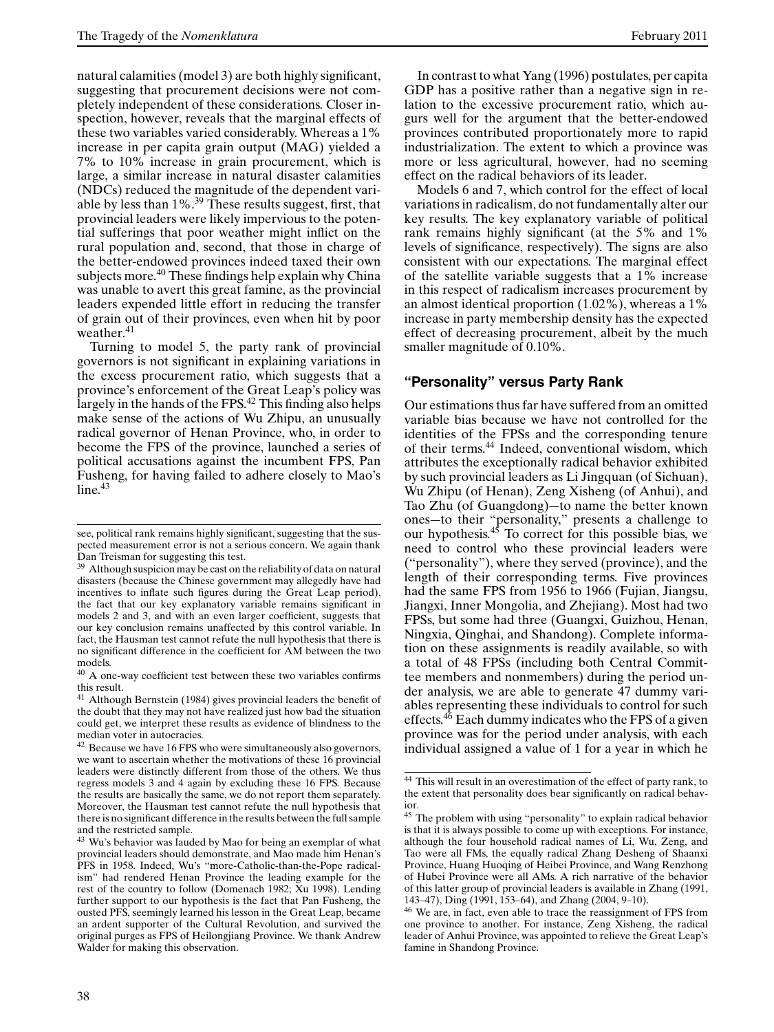natural calamities (model 3) are both highly significant, suggesting that procurement decisions were not completely independent of these considerations. Closer inspection, however, reveals that the marginal effects of these two variables varied considerably. Whereas a 1% increase in per capita grain output (MAG) yielded a 7% to 10% increase in grain procurement, which is large, a similar increase in natural disaster calamities (NDCs) reduced the magnitude of the dependent variable by less than 1%.[39] These results suggest, first, that provincial leaders were likely impervious to the potential sufferings that poor weather might inflict on the rural population and, second, that those in charge of the better-endowed provinces indeed taxed their own subjects more.[40] These findings help explain why China was unable to avert this great famine, as the provincial leaders expended little effort in reducing the transfer of grain out of their provinces, even when hit by poor weather.[41]

Turning to model 5, the party rank of provincial governors is not significant in explaining variations in the excess procurement ratio, which suggests that a province's enforcement of the Great Leap's policy was largely in the hands of the FPS.[42] This finding also helps make sense of the actions of Wu Zhipu, an unusually radical governor of Henan Province, who, in order to become the FPS of the province, launched a series of political accusations against the incumbent FPS, Pan Fusheng, for having failed to adhere closely to Mao's line.[43]

In contrast to what Yang (1996) postulates, per capita GDP has a positive rather than a negative sign in relation to the excessive procurement ratio, which augurs well for the argument that the better-endowed provinces contributed proportionately more to rapid industrialization. The extent to which a province was more or less agricultural, however, had no seeming effect on the radical behaviors of its leader.

Models 6 and 7, which control for the effect of local variations in radicalism, do not fundamentally alter our key results. The key explanatory variable of political rank remains highly significant (at the 5% and 1% levels of significance, respectively). The signs are also consistent with our expectations. The marginal effect of the satellite variable suggests that a 1% increase in this respect of radicalism increases procurement by an almost identical proportion (1.02%), whereas a 1% increase in party membership density has the expected effect of decreasing procurement, albeit by the much smaller magnitude of 0.10%.

## "Personality" versus Party Rank

Our estimations thus far have suffered from an omitted variable bias because we have not controlled for the identities of the FPSs and the corresponding tenure of their terms.[44] Indeed, conventional wisdom, which attributes the exceptionally radical behavior exhibited by such provincial leaders as Li Jingquan (of Sichuan), Wu Zhipu (of Henan), Zeng Xisheng (of Anhui), and Tao Zhu (of Guangdong)—to name the better known ones—to their "personality," presents a challenge to our hypothesis.[45] To correct for this possible bias, we need to control who these provincial leaders were ("personality"), where they served (province), and the length of their corresponding terms. Five provinces had the same FPS from 1956 to 1966 (Fujian, Jiangsu, Jiangxi, Inner Mongolia, and Zhejiang). Most had two FPSs, but some had three (Guangxi, Guizhou, Henan, Ningxia, Qinghai, and Shandong). Complete information on these assignments is readily available, so with a total of 48 FPSs (including both Central Committee members and nonmembers) during the period under analysis, we are able to generate 47 dummy variables representing these individuals to control for such effects.[46] Each dummy indicates who the FPS of a given province was for the period under analysis, with each individual assigned a value of 1 for a year in which he

---

see, political rank remains highly significant, suggesting that the suspected measurement error is not a serious concern. We again thank Dan Treisman for suggesting this test.

[39] Although suspicion may be cast on the reliability of data on natural disasters (because the Chinese government may allegedly have had incentives to inflate such figures during the Great Leap period), the fact that our key explanatory variable remains significant in models 2 and 3, and with an even larger coefficient, suggests that our key conclusion remains unaffected by this control variable. In fact, the Hausman test cannot refute the null hypothesis that there is no significant difference in the coefficient for AM between the two models.

[40] A one-way coefficient test between these two variables confirms this result.

[41] Although Bernstein (1984) gives provincial leaders the benefit of the doubt that they may not have realized just how bad the situation could get, we interpret these results as evidence of blindness to the median voter in autocracies.

[42] Because we have 16 FPS who were simultaneously also governors, we want to ascertain whether the motivations of these 16 provincial leaders were distinctly different from those of the others. We thus regress models 3 and 4 again by excluding these 16 FPS. Because the results are basically the same, we do not report them separately. Moreover, the Hausman test cannot refute the null hypothesis that there is no significant difference in the results between the full sample and the restricted sample.

[43] Wu's behavior was lauded by Mao for being an exemplar of what provincial leaders should demonstrate, and Mao made him Henan's PFS in 1958. Indeed, Wu's "more-Catholic-than-the-Pope radicalism" had rendered Henan Province the leading example for the rest of the country to follow (Domenach 1982; Xu 1998). Lending further support to our hypothesis is the fact that Pan Fusheng, the ousted PFS, seemingly learned his lesson in the Great Leap, became an ardent supporter of the Cultural Revolution, and survived the original purges as FPS of Heilongjiang Province. We thank Andrew Walder for making this observation.

[44] This will result in an overestimation of the effect of party rank, to the extent that personality does bear significantly on radical behavior.

[45] The problem with using "personality" to explain radical behavior is that it is always possible to come up with exceptions. For instance, although the four household radical names of Li, Wu, Zeng, and Tao were all FMs, the equally radical Zhang Desheng of Shaanxi Province, Huang Huoqing of Heibei Province, and Wang Renzhong of Hubei Province were all AMs. A rich narrative of the behavior of this latter group of provincial leaders is available in Zhang (1991, 143–47), Ding (1991, 153–64), and Zhang (2004, 9–10).

[46] We are, in fact, even able to trace the reassignment of FPS from one province to another. For instance, Zeng Xisheng, the radical leader of Anhui Province, was appointed to relieve the Great Leap's famine in Shandong Province.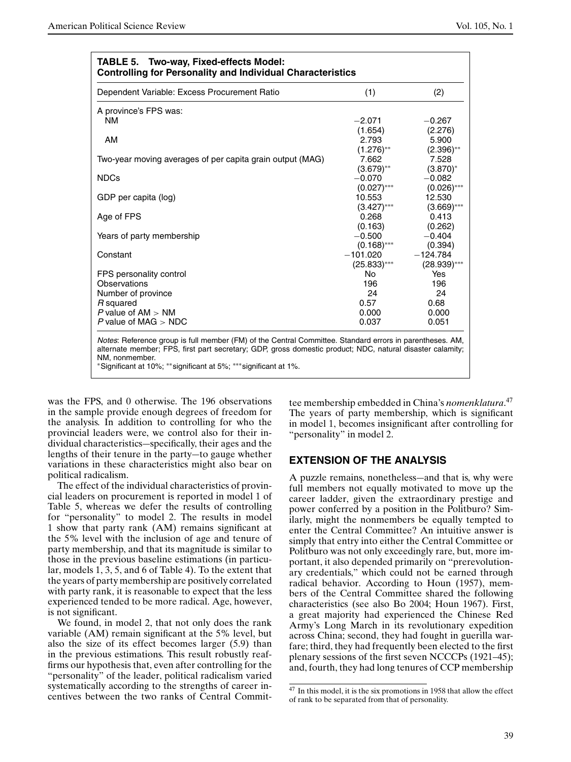**TABLE 5. Two-way, Fixed-effects Model: Controlling for Personality and Individual Characteristics**

| Dependent Variable: Excess Procurement Ratio | (1) | (2) |
|---|---|---|
| A province's FPS was: | | |
| NM | −2.071 | −0.267 |
| | (1.654) | (2.276) |
| AM | 2.793 | 5.900 |
| | (1.276)** | (2.396)** |
| Two-year moving averages of per capita grain output (MAG) | 7.662 | 7.528 |
| | (3.679)** | (3.870)* |
| NDCs | −0.070 | −0.082 |
| | (0.027)*** | (0.026)*** |
| GDP per capita (log) | 10.553 | 12.530 |
| | (3.427)*** | (3.669)*** |
| Age of FPS | 0.268 | 0.413 |
| | (0.163) | (0.262) |
| Years of party membership | −0.500 | −0.404 |
| | (0.168)*** | (0.394) |
| Constant | −101.020 | −124.784 |
| | (25.833)*** | (28.939)*** |
| FPS personality control | No | Yes |
| Observations | 196 | 196 |
| Number of province | 24 | 24 |
| *R* squared | 0.57 | 0.68 |
| *P* value of AM > NM | 0.000 | 0.000 |
| *P* value of MAG > NDC | 0.037 | 0.051 |

*Notes*: Reference group is full member (FM) of the Central Committee. Standard errors in parentheses. AM, alternate member; FPS, first part secretary; GDP, gross domestic product; NDC, natural disaster calamity; NM, nonmember.
*Significant at 10%; **significant at 5%; ***significant at 1%.

was the FPS, and 0 otherwise. The 196 observations in the sample provide enough degrees of freedom for the analysis. In addition to controlling for who the provincial leaders were, we control also for their individual characteristics—specifically, their ages and the lengths of their tenure in the party—to gauge whether variations in these characteristics might also bear on political radicalism.

The effect of the individual characteristics of provincial leaders on procurement is reported in model 1 of Table 5, whereas we defer the results of controlling for "personality" to model 2. The results in model 1 show that party rank (AM) remains significant at the 5% level with the inclusion of age and tenure of party membership, and that its magnitude is similar to those in the previous baseline estimations (in particular, models 1, 3, 5, and 6 of Table 4). To the extent that the years of party membership are positively correlated with party rank, it is reasonable to expect that the less experienced tended to be more radical. Age, however, is not significant.

We found, in model 2, that not only does the rank variable (AM) remain significant at the 5% level, but also the size of its effect becomes larger (5.9) than in the previous estimations. This result robustly reaffirms our hypothesis that, even after controlling for the "personality" of the leader, political radicalism varied systematically according to the strengths of career incentives between the two ranks of Central Committee membership embedded in China's *nomenklatura*.[47] The years of party membership, which is significant in model 1, becomes insignificant after controlling for "personality" in model 2.

## EXTENSION OF THE ANALYSIS

A puzzle remains, nonetheless—and that is, why were full members not equally motivated to move up the career ladder, given the extraordinary prestige and power conferred by a position in the Politburo? Similarly, might the nonmembers be equally tempted to enter the Central Committee? An intuitive answer is simply that entry into either the Central Committee or Politburo was not only exceedingly rare, but, more important, it also depended primarily on "prerevolutionary credentials," which could not be earned through radical behavior. According to Houn (1957), members of the Central Committee shared the following characteristics (see also Bo 2004; Houn 1967). First, a great majority had experienced the Chinese Red Army's Long March in its revolutionary expedition across China; second, they had fought in guerilla warfare; third, they had frequently been elected to the first plenary sessions of the first seven NCCCPs (1921–45); and, fourth, they had long tenures of CCP membership

[47] In this model, it is the six promotions in 1958 that allow the effect of rank to be separated from that of personality.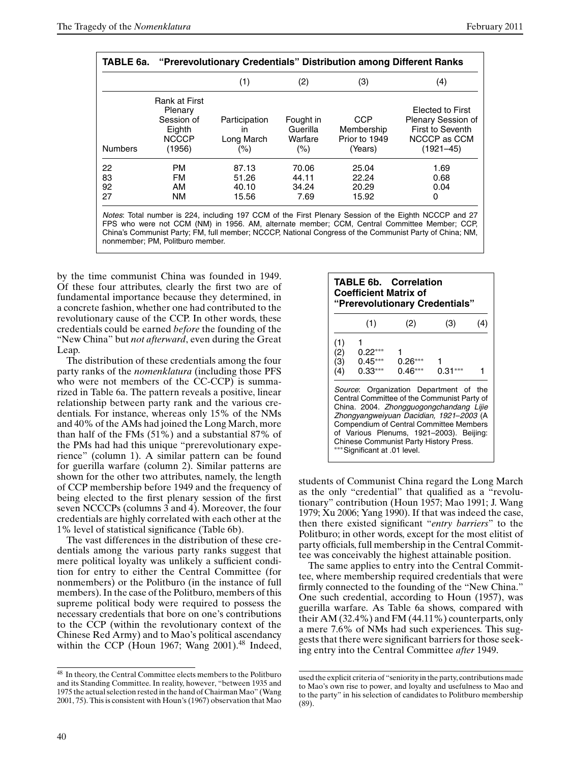**TABLE 6a. "Prerevolutionary Credentials" Distribution among Different Ranks**

| | | (1) | (2) | (3) | (4) |
|---|---|---|---|---|---|
| Numbers | Rank at First Plenary Session of Eighth NCCCP (1956) | Participation in Long March (%) | Fought in Guerilla Warfare (%) | CCP Membership Prior to 1949 (Years) | Elected to First Plenary Session of First to Seventh NCCCP as CCM (1921–45) |
| 22 | PM | 87.13 | 70.06 | 25.04 | 1.69 |
| 83 | FM | 51.26 | 44.11 | 22.24 | 0.68 |
| 92 | AM | 40.10 | 34.24 | 20.29 | 0.04 |
| 27 | NM | 15.56 | 7.69 | 15.92 | 0 |

*Notes*: Total number is 224, including 197 CCM of the First Plenary Session of the Eighth NCCCP and 27 FPS who were not CCM (NM) in 1956. AM, alternate member; CCM, Central Committee Member; CCP, China's Communist Party; FM, full member; NCCCP, National Congress of the Communist Party of China; NM, nonmember; PM, Politburo member.

by the time communist China was founded in 1949. Of these four attributes, clearly the first two are of fundamental importance because they determined, in a concrete fashion, whether one had contributed to the revolutionary cause of the CCP. In other words, these credentials could be earned *before* the founding of the "New China" but *not afterward*, even during the Great Leap.

The distribution of these credentials among the four party ranks of the *nomenklatura* (including those PFS who were not members of the CC-CCP) is summarized in Table 6a. The pattern reveals a positive, linear relationship between party rank and the various credentials. For instance, whereas only 15% of the NMs and 40% of the AMs had joined the Long March, more than half of the FMs (51%) and a substantial 87% of the PMs had had this unique "prerevolutionary experience" (column 1). A similar pattern can be found for guerilla warfare (column 2). Similar patterns are shown for the other two attributes, namely, the length of CCP membership before 1949 and the frequency of being elected to the first plenary session of the first seven NCCCPs (columns 3 and 4). Moreover, the four credentials are highly correlated with each other at the 1% level of statistical significance (Table 6b).

The vast differences in the distribution of these credentials among the various party ranks suggest that mere political loyalty was unlikely a sufficient condition for entry to either the Central Committee (for nonmembers) or the Politburo (in the instance of full members). In the case of the Politburo, members of this supreme political body were required to possess the necessary credentials that bore on one's contributions to the CCP (within the revolutionary context of the Chinese Red Army) and to Mao's political ascendancy within the CCP (Houn 1967; Wang 2001).[48] Indeed,

**TABLE 6b. Correlation Coefficient Matrix of "Prerevolutionary Credentials"**

| | (1) | (2) | (3) | (4) |
|---|---|---|---|---|
| (1) | 1 | | | |
| (2) | 0.22*** | 1 | | |
| (3) | 0.45*** | 0.26*** | 1 | |
| (4) | 0.33*** | 0.46*** | 0.31*** | 1 |

*Source*: Organization Department of the Central Committee of the Communist Party of China. 2004. *Zhongguogongchandang Lijie Zhongyangweiyuan Dacidian, 1921–2003* (A Compendium of Central Committee Members of Various Plenums, 1921–2003). Beijing: Chinese Communist Party History Press.
***Significant at .01 level.

students of Communist China regard the Long March as the only "credential" that qualified as a "revolutionary" contribution (Houn 1957; Mao 1991; J. Wang 1979; Xu 2006; Yang 1990). If that was indeed the case, then there existed significant "*entry barriers*" to the Politburo; in other words, except for the most elitist of party officials, full membership in the Central Committee was conceivably the highest attainable position.

The same applies to entry into the Central Committee, where membership required credentials that were firmly connected to the founding of the "New China." One such credential, according to Houn (1957), was guerilla warfare. As Table 6a shows, compared with their AM (32.4%) and FM (44.11%) counterparts, only a mere 7.6% of NMs had such experiences. This suggests that there were significant barriers for those seeking entry into the Central Committee *after* 1949.

[48] In theory, the Central Committee elects members to the Politburo and its Standing Committee. In reality, however, "between 1935 and 1975 the actual selection rested in the hand of Chairman Mao" (Wang 2001, 75). This is consistent with Houn's (1967) observation that Mao used the explicit criteria of "seniority in the party, contributions made to Mao's own rise to power, and loyalty and usefulness to Mao and to the party" in his selection of candidates to Politburo membership (89).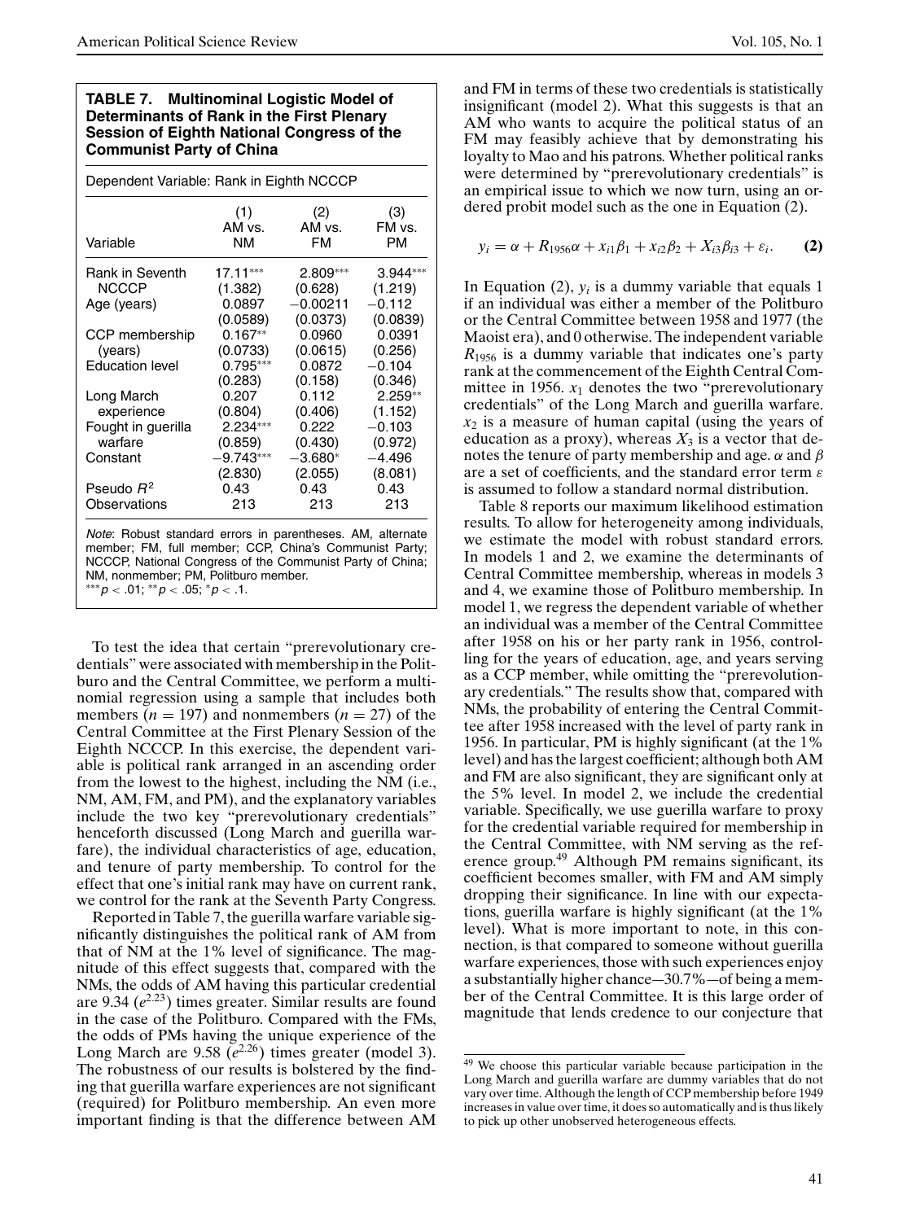**TABLE 7. Multinominal Logistic Model of Determinants of Rank in the First Plenary Session of Eighth National Congress of the Communist Party of China**

Dependent Variable: Rank in Eighth NCCCP

| Variable | (1) AM vs. NM | (2) AM vs. FM | (3) FM vs. PM |
|---|---|---|---|
| Rank in Seventh NCCCP | 17.11*** (1.382) | 2.809*** (0.628) | 3.944*** (1.219) |
| Age (years) | 0.0897 (0.0589) | −0.00211 (0.0373) | −0.112 (0.0839) |
| CCP membership (years) | 0.167** (0.0733) | 0.0960 (0.0615) | 0.0391 (0.256) |
| Education level | 0.795*** (0.283) | 0.0872 (0.158) | −0.104 (0.346) |
| Long March experience | 0.207 (0.804) | 0.112 (0.406) | 2.259** (1.152) |
| Fought in guerilla warfare | 2.234*** (0.859) | 0.222 (0.430) | −0.103 (0.972) |
| Constant | −9.743*** (2.830) | −3.680* (2.055) | −4.496 (8.081) |
| Pseudo $R^2$ | 0.43 | 0.43 | 0.43 |
| Observations | 213 | 213 | 213 |

*Note*: Robust standard errors in parentheses. AM, alternate member; FM, full member; CCP, China's Communist Party; NCCCP, National Congress of the Communist Party of China; NM, nonmember; PM, Politburo member.
$^{***}p < .01$; $^{**}p < .05$; $^{*}p < .1$.

To test the idea that certain "prerevolutionary credentials" were associated with membership in the Politburo and the Central Committee, we perform a multinomial regression using a sample that includes both members ($n = 197$) and nonmembers ($n = 27$) of the Central Committee at the First Plenary Session of the Eighth NCCCP. In this exercise, the dependent variable is political rank arranged in an ascending order from the lowest to the highest, including the NM (i.e., NM, AM, FM, and PM), and the explanatory variables include the two key "prerevolutionary credentials" henceforth discussed (Long March and guerilla warfare), the individual characteristics of age, education, and tenure of party membership. To control for the effect that one's initial rank may have on current rank, we control for the rank at the Seventh Party Congress.

Reported in Table 7, the guerilla warfare variable significantly distinguishes the political rank of AM from that of NM at the 1% level of significance. The magnitude of this effect suggests that, compared with the NMs, the odds of AM having this particular credential are 9.34 ($e^{2.23}$) times greater. Similar results are found in the case of the Politburo. Compared with the FMs, the odds of PMs having the unique experience of the Long March are 9.58 ($e^{2.26}$) times greater (model 3). The robustness of our results is bolstered by the finding that guerilla warfare experiences are not significant (required) for Politburo membership. An even more important finding is that the difference between AM and FM in terms of these two credentials is statistically insignificant (model 2). What this suggests is that an AM who wants to acquire the political status of an FM may feasibly achieve that by demonstrating his loyalty to Mao and his patrons. Whether political ranks were determined by "prerevolutionary credentials" is an empirical issue to which we now turn, using an ordered probit model such as the one in Equation (2).

$$y_i = \alpha + R_{1956}\alpha + x_{i1}\beta_1 + x_{i2}\beta_2 + X_{i3}\beta_{i3} + \varepsilon_i. \qquad \textbf{(2)}$$

In Equation (2), $y_i$ is a dummy variable that equals 1 if an individual was either a member of the Politburo or the Central Committee between 1958 and 1977 (the Maoist era), and 0 otherwise. The independent variable $R_{1956}$ is a dummy variable that indicates one's party rank at the commencement of the Eighth Central Committee in 1956. $x_1$ denotes the two "prerevolutionary credentials" of the Long March and guerilla warfare. $x_2$ is a measure of human capital (using the years of education as a proxy), whereas $X_3$ is a vector that denotes the tenure of party membership and age. $\alpha$ and $\beta$ are a set of coefficients, and the standard error term $\varepsilon$ is assumed to follow a standard normal distribution.

Table 8 reports our maximum likelihood estimation results. To allow for heterogeneity among individuals, we estimate the model with robust standard errors. In models 1 and 2, we examine the determinants of Central Committee membership, whereas in models 3 and 4, we examine those of Politburo membership. In model 1, we regress the dependent variable of whether an individual was a member of the Central Committee after 1958 on his or her party rank in 1956, controlling for the years of education, age, and years serving as a CCP member, while omitting the "prerevolutionary credentials." The results show that, compared with NMs, the probability of entering the Central Committee after 1958 increased with the level of party rank in 1956. In particular, PM is highly significant (at the 1% level) and has the largest coefficient; although both AM and FM are also significant, they are significant only at the 5% level. In model 2, we include the credential variable. Specifically, we use guerilla warfare to proxy for the credential variable required for membership in the Central Committee, with NM serving as the reference group.[49] Although PM remains significant, its coefficient becomes smaller, with FM and AM simply dropping their significance. In line with our expectations, guerilla warfare is highly significant (at the 1% level). What is more important to note, in this connection, is that compared to someone without guerilla warfare experiences, those with such experiences enjoy a substantially higher chance—30.7%—of being a member of the Central Committee. It is this large order of magnitude that lends credence to our conjecture that

[49] We choose this particular variable because participation in the Long March and guerilla warfare are dummy variables that do not vary over time. Although the length of CCP membership before 1949 increases in value over time, it does so automatically and is thus likely to pick up other unobserved heterogeneous effects.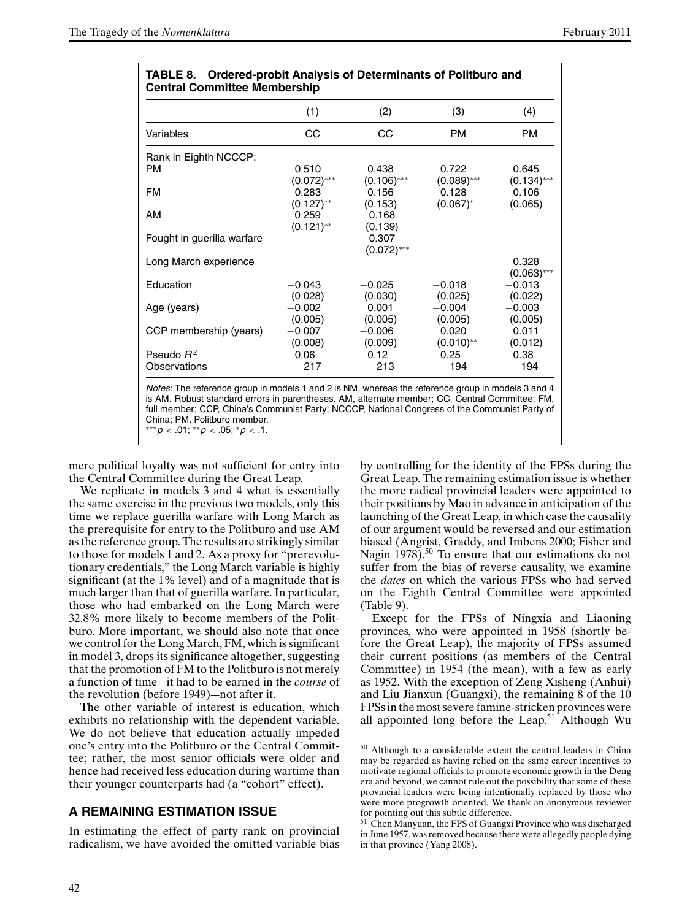**TABLE 8. Ordered-probit Analysis of Determinants of Politburo and Central Committee Membership**

| | (1) | (2) | (3) | (4) |
|---|---|---|---|---|
| Variables | CC | CC | PM | PM |
| Rank in Eighth NCCCP: | | | | |
| PM | 0.510 | 0.438 | 0.722 | 0.645 |
| | (0.072)*** | (0.106)*** | (0.089)*** | (0.134)*** |
| FM | 0.283 | 0.156 | 0.128 | 0.106 |
| | (0.127)** | (0.153) | (0.067)* | (0.065) |
| AM | 0.259 | 0.168 | | |
| | (0.121)** | (0.139) | | |
| Fought in guerilla warfare | | 0.307 | | |
| | | (0.072)*** | | |
| Long March experience | | | | 0.328 |
| | | | | (0.063)*** |
| Education | −0.043 | −0.025 | −0.018 | −0.013 |
| | (0.028) | (0.030) | (0.025) | (0.022) |
| Age (years) | −0.002 | 0.001 | −0.004 | −0.003 |
| | (0.005) | (0.005) | (0.005) | (0.005) |
| CCP membership (years) | −0.007 | −0.006 | 0.020 | 0.011 |
| | (0.008) | (0.009) | (0.010)** | (0.012) |
| Pseudo $R^2$ | 0.06 | 0.12 | 0.25 | 0.38 |
| Observations | 217 | 213 | 194 | 194 |

*Notes*: The reference group in models 1 and 2 is NM, whereas the reference group in models 3 and 4 is AM. Robust standard errors in parentheses. AM, alternate member; CC, Central Committee; FM, full member; CCP, China's Communist Party; NCCCP, National Congress of the Communist Party of China; PM, Politburo member.
*** $p < .01$; ** $p < .05$; * $p < .1$.

mere political loyalty was not sufficient for entry into the Central Committee during the Great Leap.

We replicate in models 3 and 4 what is essentially the same exercise in the previous two models, only this time we replace guerilla warfare with Long March as the prerequisite for entry to the Politburo and use AM as the reference group. The results are strikingly similar to those for models 1 and 2. As a proxy for "prerevolutionary credentials," the Long March variable is highly significant (at the 1% level) and of a magnitude that is much larger than that of guerilla warfare. In particular, those who had embarked on the Long March were 32.8% more likely to become members of the Politburo. More important, we should also note that once we control for the Long March, FM, which is significant in model 3, drops its significance altogether, suggesting that the promotion of FM to the Politburo is not merely a function of time—it had to be earned in the *course* of the revolution (before 1949)—not after it.

The other variable of interest is education, which exhibits no relationship with the dependent variable. We do not believe that education actually impeded one's entry into the Politburo or the Central Committee; rather, the most senior officials were older and hence had received less education during wartime than their younger counterparts had (a "cohort" effect).

## A REMAINING ESTIMATION ISSUE

In estimating the effect of party rank on provincial radicalism, we have avoided the omitted variable bias by controlling for the identity of the FPSs during the Great Leap. The remaining estimation issue is whether the more radical provincial leaders were appointed to their positions by Mao in advance in anticipation of the launching of the Great Leap, in which case the causality of our argument would be reversed and our estimation biased (Angrist, Graddy, and Imbens 2000; Fisher and Nagin 1978).[50] To ensure that our estimations do not suffer from the bias of reverse causality, we examine the *dates* on which the various FPSs who had served on the Eighth Central Committee were appointed (Table 9).

Except for the FPSs of Ningxia and Liaoning provinces, who were appointed in 1958 (shortly before the Great Leap), the majority of FPSs assumed their current positions (as members of the Central Committee) in 1954 (the mean), with a few as early as 1952. With the exception of Zeng Xisheng (Anhui) and Liu Jianxun (Guangxi), the remaining 8 of the 10 FPSs in the most severe famine-stricken provinces were all appointed long before the Leap.[51] Although Wu

[50] Although to a considerable extent the central leaders in China may be regarded as having relied on the same career incentives to motivate regional officials to promote economic growth in the Deng era and beyond, we cannot rule out the possibility that some of these provincial leaders were being intentionally replaced by those who were more progrowth oriented. We thank an anonymous reviewer for pointing out this subtle difference.

[51] Chen Manyuan, the FPS of Guangxi Province who was discharged in June 1957, was removed because there were allegedly people dying in that province (Yang 2008).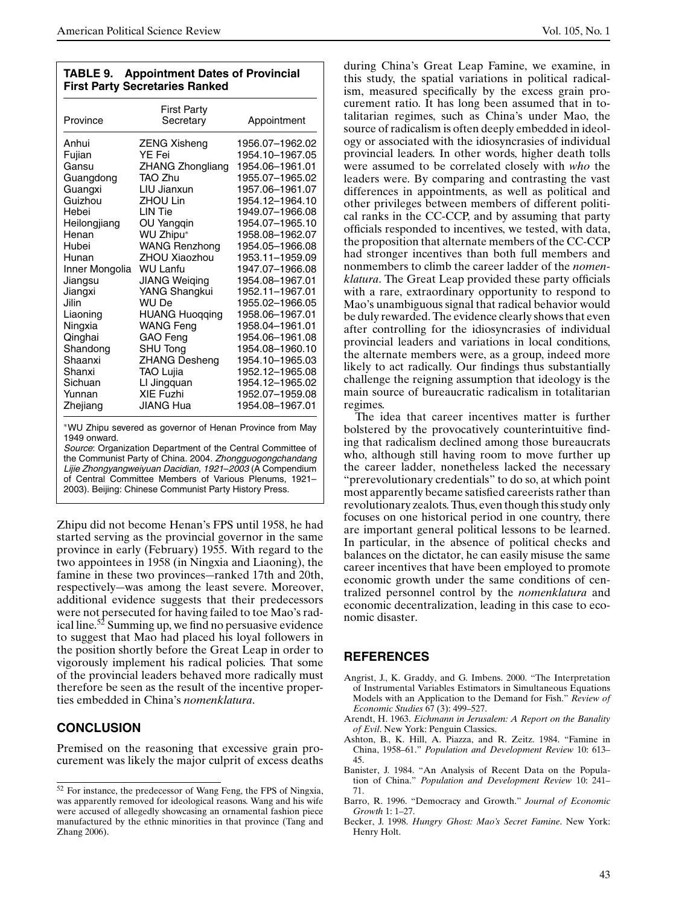**TABLE 9. Appointment Dates of Provincial First Party Secretaries Ranked**

| Province | First Party Secretary | Appointment |
|---|---|---|
| Anhui | ZENG Xisheng | 1956.07–1962.02 |
| Fujian | YE Fei | 1954.10–1967.05 |
| Gansu | ZHANG Zhongliang | 1954.06–1961.01 |
| Guangdong | TAO Zhu | 1955.07–1965.02 |
| Guangxi | LIU Jianxun | 1957.06–1961.07 |
| Guizhou | ZHOU Lin | 1954.12–1964.10 |
| Hebei | LIN Tie | 1949.07–1966.08 |
| Heilongjiang | OU Yangqin | 1954.07–1965.10 |
| Henan | WU Zhipu* | 1958.08–1962.07 |
| Hubei | WANG Renzhong | 1954.05–1966.08 |
| Hunan | ZHOU Xiaozhou | 1953.11–1959.09 |
| Inner Mongolia | WU Lanfu | 1947.07–1966.08 |
| Jiangsu | JIANG Weiqing | 1954.08–1967.01 |
| Jiangxi | YANG Shangkui | 1952.11–1967.01 |
| Jilin | WU De | 1955.02–1966.05 |
| Liaoning | HUANG Huoqqing | 1958.06–1967.01 |
| Ningxia | WANG Feng | 1958.04–1961.01 |
| Qinghai | GAO Feng | 1954.06–1961.08 |
| Shandong | SHU Tong | 1954.08–1960.10 |
| Shaanxi | ZHANG Desheng | 1954.10–1965.03 |
| Shanxi | TAO Lujia | 1952.12–1965.08 |
| Sichuan | LI Jingquan | 1954.12–1965.02 |
| Yunnan | XIE Fuzhi | 1952.07–1959.08 |
| Zhejiang | JIANG Hua | 1954.08–1967.01 |

*WU Zhipu severed as governor of Henan Province from May 1949 onward.
*Source*: Organization Department of the Central Committee of the Communist Party of China. 2004. *Zhongguogongchandang Lijie Zhongyangweiyuan Dacidian, 1921–2003* (A Compendium of Central Committee Members of Various Plenums, 1921–2003). Beijing: Chinese Communist Party History Press.

Zhipu did not become Henan's FPS until 1958, he had started serving as the provincial governor in the same province in early (February) 1955. With regard to the two appointees in 1958 (in Ningxia and Liaoning), the famine in these two provinces—ranked 17th and 20th, respectively—was among the least severe. Moreover, additional evidence suggests that their predecessors were not persecuted for having failed to toe Mao's radical line.[52] Summing up, we find no persuasive evidence to suggest that Mao had placed his loyal followers in the position shortly before the Great Leap in order to vigorously implement his radical policies. That some of the provincial leaders behaved more radically must therefore be seen as the result of the incentive properties embedded in China's *nomenklatura*.

## CONCLUSION

Premised on the reasoning that excessive grain procurement was likely the major culprit of excess deaths during China's Great Leap Famine, we examine, in this study, the spatial variations in political radicalism, measured specifically by the excess grain procurement ratio. It has long been assumed that in totalitarian regimes, such as China's under Mao, the source of radicalism is often deeply embedded in ideology or associated with the idiosyncrasies of individual provincial leaders. In other words, higher death tolls were assumed to be correlated closely with *who* the leaders were. By comparing and contrasting the vast differences in appointments, as well as political and other privileges between members of different political ranks in the CC-CCP, and by assuming that party officials responded to incentives, we tested, with data, the proposition that alternate members of the CC-CCP had stronger incentives than both full members and nonmembers to climb the career ladder of the *nomenklatura*. The Great Leap provided these party officials with a rare, extraordinary opportunity to respond to Mao's unambiguous signal that radical behavior would be duly rewarded. The evidence clearly shows that even after controlling for the idiosyncrasies of individual provincial leaders and variations in local conditions, the alternate members were, as a group, indeed more likely to act radically. Our findings thus substantially challenge the reigning assumption that ideology is the main source of bureaucratic radicalism in totalitarian regimes.

The idea that career incentives matter is further bolstered by the provocatively counterintuitive finding that radicalism declined among those bureaucrats who, although still having room to move further up the career ladder, nonetheless lacked the necessary "prerevolutionary credentials" to do so, at which point most apparently became satisfied careerists rather than revolutionary zealots. Thus, even though this study only focuses on one historical period in one country, there are important general political lessons to be learned. In particular, in the absence of political checks and balances on the dictator, he can easily misuse the same career incentives that have been employed to promote economic growth under the same conditions of centralized personnel control by the *nomenklatura* and economic decentralization, leading in this case to economic disaster.

## REFERENCES

Angrist, J., K. Graddy, and G. Imbens. 2000. "The Interpretation of Instrumental Variables Estimators in Simultaneous Equations Models with an Application to the Demand for Fish." *Review of Economic Studies* 67 (3): 499–527.

Arendt, H. 1963. *Eichmann in Jerusalem: A Report on the Banality of Evil*. New York: Penguin Classics.

Ashton, B., K. Hill, A. Piazza, and R. Zeitz. 1984. "Famine in China, 1958–61." *Population and Development Review* 10: 613–45.

Banister, J. 1984. "An Analysis of Recent Data on the Population of China." *Population and Development Review* 10: 241–71.

Barro, R. 1996. "Democracy and Growth." *Journal of Economic Growth* 1: 1–27.

Becker, J. 1998. *Hungry Ghost: Mao's Secret Famine*. New York: Henry Holt.

[52] For instance, the predecessor of Wang Feng, the FPS of Ningxia, was apparently removed for ideological reasons. Wang and his wife were accused of allegedly showcasing an ornamental fashion piece manufactured by the ethnic minorities in that province (Tang and Zhang 2006).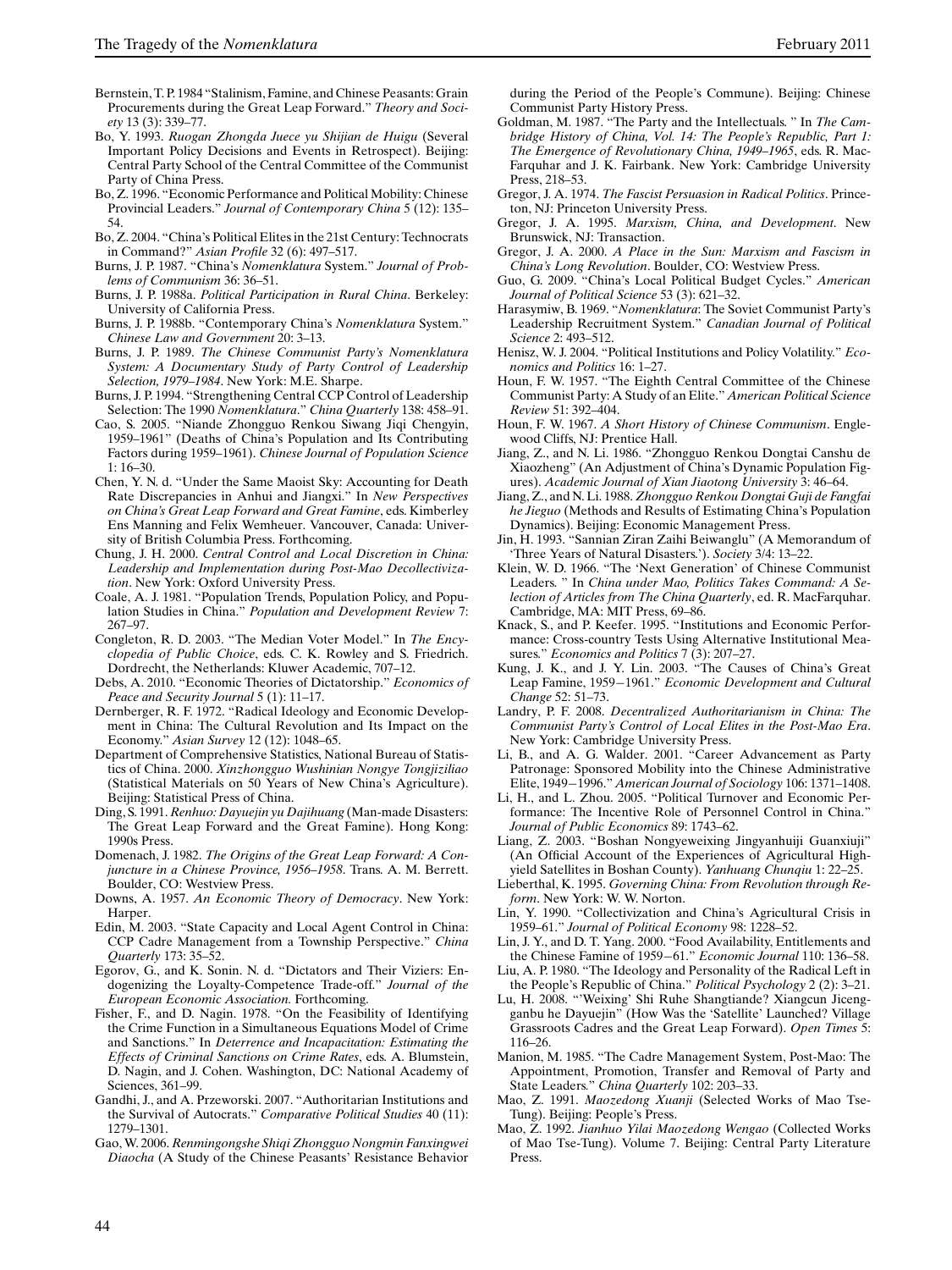Bernstein, T. P. 1984 "Stalinism, Famine, and Chinese Peasants: Grain Procurements during the Great Leap Forward." *Theory and Society* 13 (3): 339–77.

Bo, Y. 1993. *Ruogan Zhongda Juece yu Shijian de Huigu* (Several Important Policy Decisions and Events in Retrospect). Beijing: Central Party School of the Central Committee of the Communist Party of China Press.

Bo, Z. 1996. "Economic Performance and Political Mobility: Chinese Provincial Leaders." *Journal of Contemporary China* 5 (12): 135–54.

Bo, Z. 2004. "China's Political Elites in the 21st Century: Technocrats in Command?" *Asian Profile* 32 (6): 497–517.

Burns, J. P. 1987. "China's *Nomenklatura* System." *Journal of Problems of Communism* 36: 36–51.

Burns, J. P. 1988a. *Political Participation in Rural China*. Berkeley: University of California Press.

Burns, J. P. 1988b. "Contemporary China's *Nomenklatura* System." *Chinese Law and Government* 20: 3–13.

Burns, J. P. 1989. *The Chinese Communist Party's Nomenklatura System: A Documentary Study of Party Control of Leadership Selection, 1979–1984*. New York: M.E. Sharpe.

Burns, J. P. 1994. "Strengthening Central CCP Control of Leadership Selection: The 1990 *Nomenklatura*." *China Quarterly* 138: 458–91.

Cao, S. 2005. "Niande Zhongguo Renkou Siwang Jiqi Chengyin, 1959–1961" (Deaths of China's Population and Its Contributing Factors during 1959–1961). *Chinese Journal of Population Science* 1: 16–30.

Chen, Y. N. d. "Under the Same Maoist Sky: Accounting for Death Rate Discrepancies in Anhui and Jiangxi." In *New Perspectives on China's Great Leap Forward and Great Famine*, eds. Kimberley Ens Manning and Felix Wemheuer. Vancouver, Canada: University of British Columbia Press. Forthcoming.

Chung, J. H. 2000. *Central Control and Local Discretion in China: Leadership and Implementation during Post-Mao Decollectivization*. New York: Oxford University Press.

Coale, A. J. 1981. "Population Trends, Population Policy, and Population Studies in China." *Population and Development Review* 7: 267–97.

Congleton, R. D. 2003. "The Median Voter Model." In *The Encyclopedia of Public Choice*, eds. C. K. Rowley and S. Friedrich. Dordrecht, the Netherlands: Kluwer Academic, 707–12.

Debs, A. 2010. "Economic Theories of Dictatorship." *Economics of Peace and Security Journal* 5 (1): 11–17.

Dernberger, R. F. 1972. "Radical Ideology and Economic Development in China: The Cultural Revolution and Its Impact on the Economy." *Asian Survey* 12 (12): 1048–65.

Department of Comprehensive Statistics, National Bureau of Statistics of China. 2000. *Xinzhongguo Wushinian Nongye Tongjiziliao* (Statistical Materials on 50 Years of New China's Agriculture). Beijing: Statistical Press of China.

Ding, S. 1991. *Renhuo: Dayuejin yu Dajihuang* (Man-made Disasters: The Great Leap Forward and the Great Famine). Hong Kong: 1990s Press.

Domenach, J. 1982. *The Origins of the Great Leap Forward: A Conjuncture in a Chinese Province, 1956–1958*. Trans. A. M. Berrett. Boulder, CO: Westview Press.

Downs, A. 1957. *An Economic Theory of Democracy*. New York: Harper.

Edin, M. 2003. "State Capacity and Local Agent Control in China: CCP Cadre Management from a Township Perspective." *China Quarterly* 173: 35–52.

Egorov, G., and K. Sonin. N. d. "Dictators and Their Viziers: Endogenizing the Loyalty-Competence Trade-off." *Journal of the European Economic Association*. Forthcoming.

Fisher, F., and D. Nagin. 1978. "On the Feasibility of Identifying the Crime Function in a Simultaneous Equations Model of Crime and Sanctions." In *Deterrence and Incapacitation: Estimating the Effects of Criminal Sanctions on Crime Rates*, eds. A. Blumstein, D. Nagin, and J. Cohen. Washington, DC: National Academy of Sciences, 361–99.

Gandhi, J., and A. Przeworski. 2007. "Authoritarian Institutions and the Survival of Autocrats." *Comparative Political Studies* 40 (11): 1279–1301.

Gao, W. 2006. *Renmingongshe Shiqi Zhongguo Nongmin Fanxingwei Diaocha* (A Study of the Chinese Peasants' Resistance Behavior during the Period of the People's Commune). Beijing: Chinese Communist Party History Press.

Goldman, M. 1987. "The Party and the Intellectuals. " In *The Cambridge History of China, Vol. 14: The People's Republic, Part 1: The Emergence of Revolutionary China, 1949–1965*, eds. R. MacFarquhar and J. K. Fairbank. New York: Cambridge University Press, 218–53.

Gregor, J. A. 1974. *The Fascist Persuasion in Radical Politics*. Princeton, NJ: Princeton University Press.

Gregor, J. A. 1995. *Marxism, China, and Development*. New Brunswick, NJ: Transaction.

Gregor, J. A. 2000. *A Place in the Sun: Marxism and Fascism in China's Long Revolution*. Boulder, CO: Westview Press.

Guo, G. 2009. "China's Local Political Budget Cycles." *American Journal of Political Science* 53 (3): 621–32.

Harasymiw, B. 1969. "*Nomenklatura*: The Soviet Communist Party's Leadership Recruitment System." *Canadian Journal of Political Science* 2: 493–512.

Henisz, W. J. 2004. "Political Institutions and Policy Volatility." *Economics and Politics* 16: 1–27.

Houn, F. W. 1957. "The Eighth Central Committee of the Chinese Communist Party: A Study of an Elite." *American Political Science Review* 51: 392–404.

Houn, F. W. 1967. *A Short History of Chinese Communism*. Englewood Cliffs, NJ: Prentice Hall.

Jiang, Z., and N. Li. 1986. "Zhongguo Renkou Dongtai Canshu de Xiaozheng" (An Adjustment of China's Dynamic Population Figures). *Academic Journal of Xian Jiaotong University* 3: 46–64.

Jiang, Z., and N. Li. 1988. *Zhongguo Renkou Dongtai Guji de Fangfai he Jieguo* (Methods and Results of Estimating China's Population Dynamics). Beijing: Economic Management Press.

Jin, H. 1993. "Sannian Ziran Zaihi Beiwanglu" (A Memorandum of 'Three Years of Natural Disasters.'). *Society* 3/4: 13–22.

Klein, W. D. 1966. "The 'Next Generation' of Chinese Communist Leaders. " In *China under Mao, Politics Takes Command: A Selection of Articles from The China Quarterly*, ed. R. MacFarquhar. Cambridge, MA: MIT Press, 69–86.

Knack, S., and P. Keefer. 1995. "Institutions and Economic Performance: Cross-country Tests Using Alternative Institutional Measures." *Economics and Politics* 7 (3): 207–27.

Kung, J. K., and J. Y. Lin. 2003. "The Causes of China's Great Leap Famine, 1959−1961." *Economic Development and Cultural Change* 52: 51–73.

Landry, P. F. 2008. *Decentralized Authoritarianism in China: The Communist Party's Control of Local Elites in the Post-Mao Era*. New York: Cambridge University Press.

Li, B., and A. G. Walder. 2001. "Career Advancement as Party Patronage: Sponsored Mobility into the Chinese Administrative Elite, 1949−1996." *American Journal of Sociology* 106: 1371–1408.

Li, H., and L. Zhou. 2005. "Political Turnover and Economic Performance: The Incentive Role of Personnel Control in China." *Journal of Public Economics* 89: 1743–62.

Liang, Z. 2003. "Boshan Nongyeweixing Jingyanhuiji Guanxiuji" (An Official Account of the Experiences of Agricultural Highyield Satellites in Boshan County). *Yanhuang Chunqiu* 1: 22–25.

Lieberthal, K. 1995. *Governing China: From Revolution through Reform*. New York: W. W. Norton.

Lin, Y. 1990. "Collectivization and China's Agricultural Crisis in 1959–61." *Journal of Political Economy* 98: 1228–52.

Lin, J. Y., and D. T. Yang. 2000. "Food Availability, Entitlements and the Chinese Famine of 1959−61." *Economic Journal* 110: 136–58.

Liu, A. P. 1980. "The Ideology and Personality of the Radical Left in the People's Republic of China." *Political Psychology* 2 (2): 3–21.

Lu, H. 2008. "'Weixing' Shi Ruhe Shangtiande? Xiangcun Jicengganbu he Dayuejin" (How Was the 'Satellite' Launched? Village Grassroots Cadres and the Great Leap Forward). *Open Times* 5: 116–26.

Manion, M. 1985. "The Cadre Management System, Post-Mao: The Appointment, Promotion, Transfer and Removal of Party and State Leaders." *China Quarterly* 102: 203–33.

Mao, Z. 1991. *Maozedong Xuanji* (Selected Works of Mao Tse-Tung). Beijing: People's Press.

Mao, Z. 1992. *Jianhuo Yilai Maozedong Wengao* (Collected Works of Mao Tse-Tung). Volume 7. Beijing: Central Party Literature Press.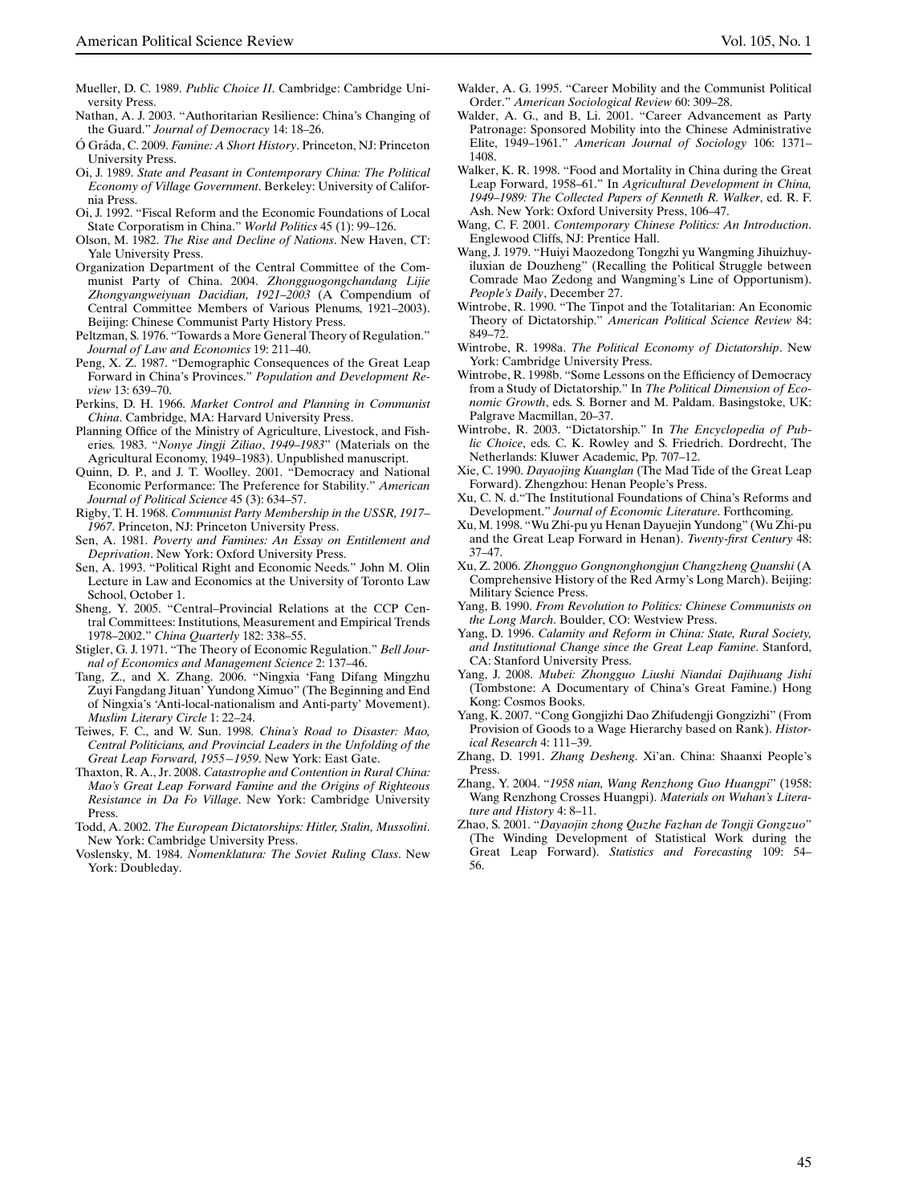Mueller, D. C. 1989. *Public Choice II*. Cambridge: Cambridge University Press.

Nathan, A. J. 2003. "Authoritarian Resilience: China's Changing of the Guard." *Journal of Democracy* 14: 18–26.

Ó Gráda, C. 2009. *Famine: A Short History*. Princeton, NJ: Princeton University Press.

Oi, J. 1989. *State and Peasant in Contemporary China: The Political Economy of Village Government*. Berkeley: University of California Press.

Oi, J. 1992. "Fiscal Reform and the Economic Foundations of Local State Corporatism in China." *World Politics* 45 (1): 99–126.

Olson, M. 1982. *The Rise and Decline of Nations*. New Haven, CT: Yale University Press.

Organization Department of the Central Committee of the Communist Party of China. 2004. *Zhongguogongchandang Lijie Zhongyangweiyuan Dacidian, 1921–2003* (A Compendium of Central Committee Members of Various Plenums, 1921–2003). Beijing: Chinese Communist Party History Press.

Peltzman, S. 1976. "Towards a More General Theory of Regulation." *Journal of Law and Economics* 19: 211–40.

Peng, X. Z. 1987. "Demographic Consequences of the Great Leap Forward in China's Provinces." *Population and Development Review* 13: 639–70.

Perkins, D. H. 1966. *Market Control and Planning in Communist China*. Cambridge, MA: Harvard University Press.

Planning Office of the Ministry of Agriculture, Livestock, and Fisheries. 1983. "*Nonye Jingji Ziliao, 1949–1983*" (Materials on the Agricultural Economy, 1949–1983). Unpublished manuscript.

Quinn, D. P., and J. T. Woolley. 2001. "Democracy and National Economic Performance: The Preference for Stability." *American Journal of Political Science* 45 (3): 634–57.

Rigby, T. H. 1968. *Communist Party Membership in the USSR, 1917–1967*. Princeton, NJ: Princeton University Press.

Sen, A. 1981. *Poverty and Famines: An Essay on Entitlement and Deprivation*. New York: Oxford University Press.

Sen, A. 1993. "Political Right and Economic Needs." John M. Olin Lecture in Law and Economics at the University of Toronto Law School, October 1.

Sheng, Y. 2005. "Central–Provincial Relations at the CCP Central Committees: Institutions, Measurement and Empirical Trends 1978–2002." *China Quarterly* 182: 338–55.

Stigler, G. J. 1971. "The Theory of Economic Regulation." *Bell Journal of Economics and Management Science* 2: 137–46.

Tang, Z., and X. Zhang. 2006. "Ningxia 'Fang Difang Mingzhu Zuyi Fangdang Jituan' Yundong Ximuo" (The Beginning and End of Ningxia's 'Anti-local-nationalism and Anti-party' Movement). *Muslim Literary Circle* 1: 22–24.

Teiwes, F. C., and W. Sun. 1998. *China's Road to Disaster: Mao, Central Politicians, and Provincial Leaders in the Unfolding of the Great Leap Forward, 1955–1959*. New York: East Gate.

Thaxton, R. A., Jr. 2008. *Catastrophe and Contention in Rural China: Mao's Great Leap Forward Famine and the Origins of Righteous Resistance in Da Fo Village*. New York: Cambridge University Press.

Todd, A. 2002. *The European Dictatorships: Hitler, Stalin, Mussolini*. New York: Cambridge University Press.

Voslensky, M. 1984. *Nomenklatura: The Soviet Ruling Class*. New York: Doubleday.

Walder, A. G. 1995. "Career Mobility and the Communist Political Order." *American Sociological Review* 60: 309–28.

Walder, A. G., and B, Li. 2001. "Career Advancement as Party Patronage: Sponsored Mobility into the Chinese Administrative Elite, 1949–1961." *American Journal of Sociology* 106: 1371–1408.

Walker, K. R. 1998. "Food and Mortality in China during the Great Leap Forward, 1958–61." In *Agricultural Development in China, 1949–1989: The Collected Papers of Kenneth R. Walker*, ed. R. F. Ash. New York: Oxford University Press, 106–47.

Wang, C. F. 2001. *Contemporary Chinese Politics: An Introduction*. Englewood Cliffs, NJ: Prentice Hall.

Wang, J. 1979. "Huiyi Maozedong Tongzhi yu Wangming Jihuizhuyiluxian de Douzheng" (Recalling the Political Struggle between Comrade Mao Zedong and Wangming's Line of Opportunism). *People's Daily*, December 27.

Wintrobe, R. 1990. "The Tinpot and the Totalitarian: An Economic Theory of Dictatorship." *American Political Science Review* 84: 849–72.

Wintrobe, R. 1998a. *The Political Economy of Dictatorship*. New York: Cambridge University Press.

Wintrobe, R. 1998b. "Some Lessons on the Efficiency of Democracy from a Study of Dictatorship." In *The Political Dimension of Economic Growth*, eds. S. Borner and M. Paldam. Basingstoke, UK: Palgrave Macmillan, 20–37.

Wintrobe, R. 2003. "Dictatorship." In *The Encyclopedia of Public Choice*, eds. C. K. Rowley and S. Friedrich. Dordrecht, The Netherlands: Kluwer Academic, Pp. 707–12.

Xie, C. 1990. *Dayaojing Kuanglan* (The Mad Tide of the Great Leap Forward). Zhengzhou: Henan People's Press.

Xu, C. N. d."The Institutional Foundations of China's Reforms and Development." *Journal of Economic Literature*. Forthcoming.

Xu, M. 1998. "Wu Zhi-pu yu Henan Dayuejin Yundong" (Wu Zhi-pu and the Great Leap Forward in Henan). *Twenty-first Century* 48: 37–47.

Xu, Z. 2006. *Zhongguo Gongnonghongjun Changzheng Quanshi* (A Comprehensive History of the Red Army's Long March). Beijing: Military Science Press.

Yang, B. 1990. *From Revolution to Politics: Chinese Communists on the Long March*. Boulder, CO: Westview Press.

Yang, D. 1996. *Calamity and Reform in China: State, Rural Society, and Institutional Change since the Great Leap Famine*. Stanford, CA: Stanford University Press.

Yang, J. 2008. *Mubei: Zhongguo Liushi Niandai Dajihuang Jishi* (Tombstone: A Documentary of China's Great Famine.) Hong Kong: Cosmos Books.

Yang, K. 2007. "Cong Gongjizhi Dao Zhifudengji Gongzizhi" (From Provision of Goods to a Wage Hierarchy based on Rank). *Historical Research* 4: 111–39.

Zhang, D. 1991. *Zhang Desheng*. Xi'an. China: Shaanxi People's Press.

Zhang, Y. 2004. "*1958 nian, Wang Renzhong Guo Huangpi*" (1958: Wang Renzhong Crosses Huangpi). *Materials on Wuhan's Literature and History* 4: 8–11.

Zhao, S. 2001. "*Dayaojin zhong Quzhe Fazhan de Tongji Gongzuo*" (The Winding Development of Statistical Work during the Great Leap Forward). *Statistics and Forecasting* 109: 54–56.